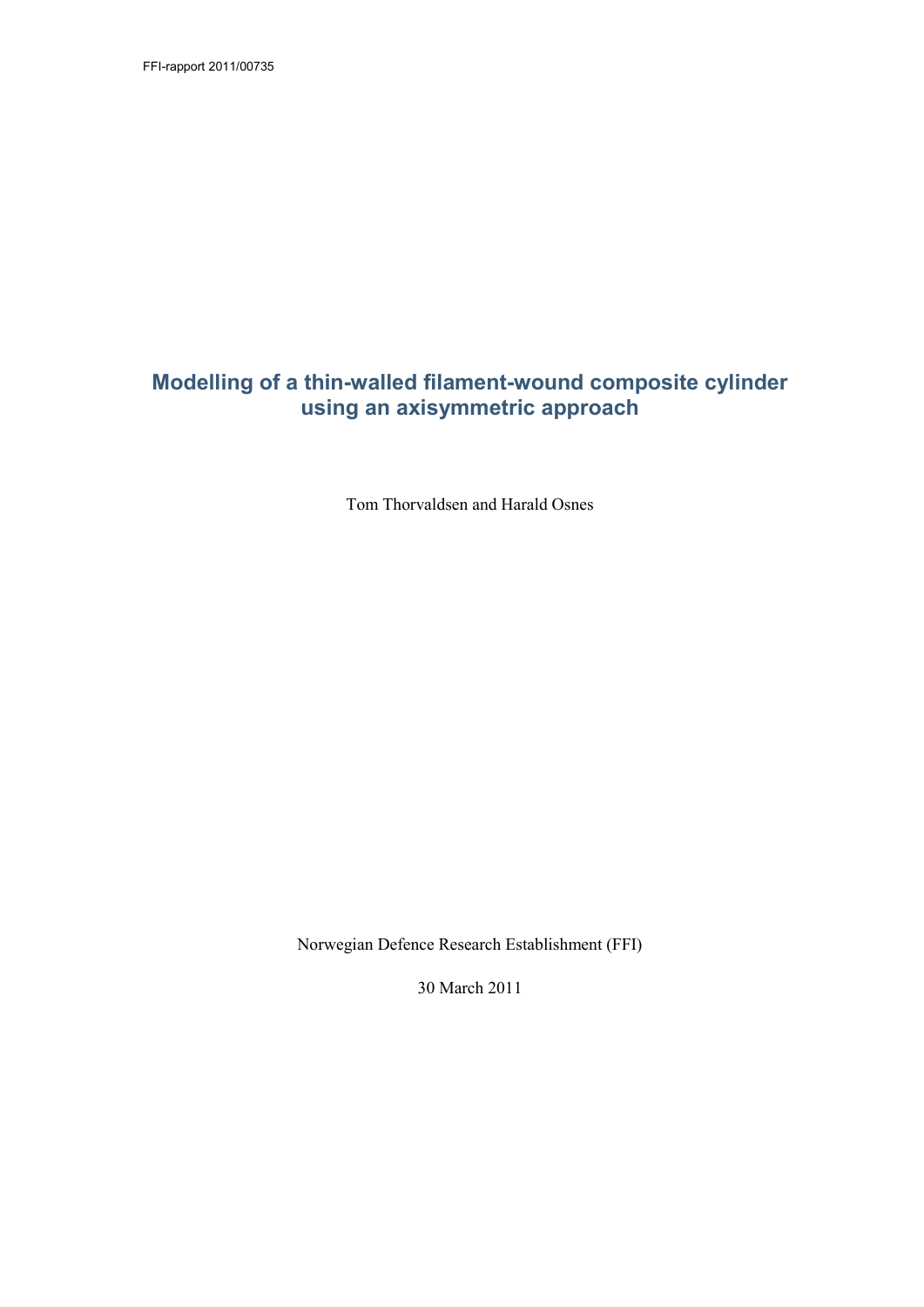FFI-rapport 2011/00735

# Modelling of a thin-walled filament-wound composite cylinder using an axisymmetric approach

Tom Thorvaldsen and Harald Osnes

Norwegian Defence Research Establishment (FFI)

30 March 2011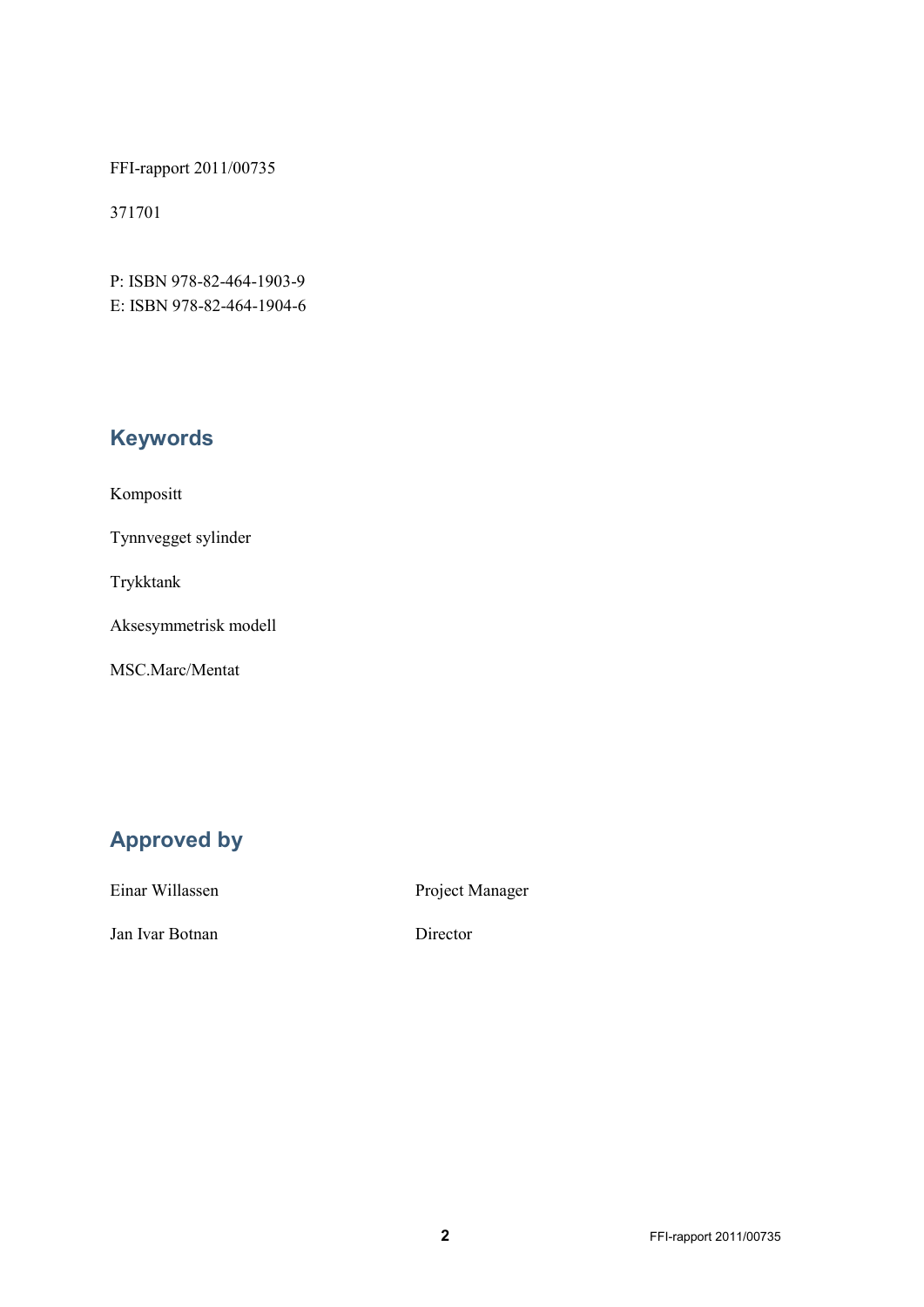FFI-rapport 2011/00735

371701

P: ISBN 978-82-464-1903-9
E: ISBN 978-82-464-1904-6

## Keywords

Kompositt

Tynnvegget sylinder

Trykktank

Aksesymmetrisk modell

MSC.Marc/Mentat

## Approved by

| | |
|---|---|
| Einar Willassen | Project Manager |
| Jan Ivar Botnan | Director |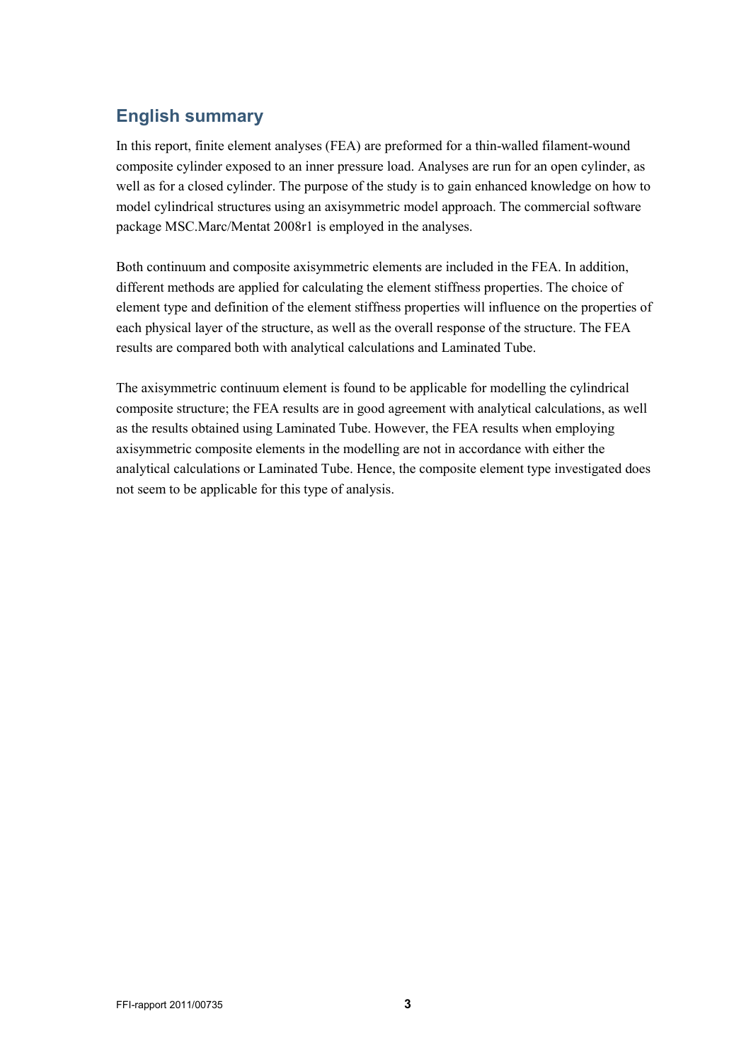## English summary

In this report, finite element analyses (FEA) are preformed for a thin-walled filament-wound composite cylinder exposed to an inner pressure load. Analyses are run for an open cylinder, as well as for a closed cylinder. The purpose of the study is to gain enhanced knowledge on how to model cylindrical structures using an axisymmetric model approach. The commercial software package MSC.Marc/Mentat 2008r1 is employed in the analyses.

Both continuum and composite axisymmetric elements are included in the FEA. In addition, different methods are applied for calculating the element stiffness properties. The choice of element type and definition of the element stiffness properties will influence on the properties of each physical layer of the structure, as well as the overall response of the structure. The FEA results are compared both with analytical calculations and Laminated Tube.

The axisymmetric continuum element is found to be applicable for modelling the cylindrical composite structure; the FEA results are in good agreement with analytical calculations, as well as the results obtained using Laminated Tube. However, the FEA results when employing axisymmetric composite elements in the modelling are not in accordance with either the analytical calculations or Laminated Tube. Hence, the composite element type investigated does not seem to be applicable for this type of analysis.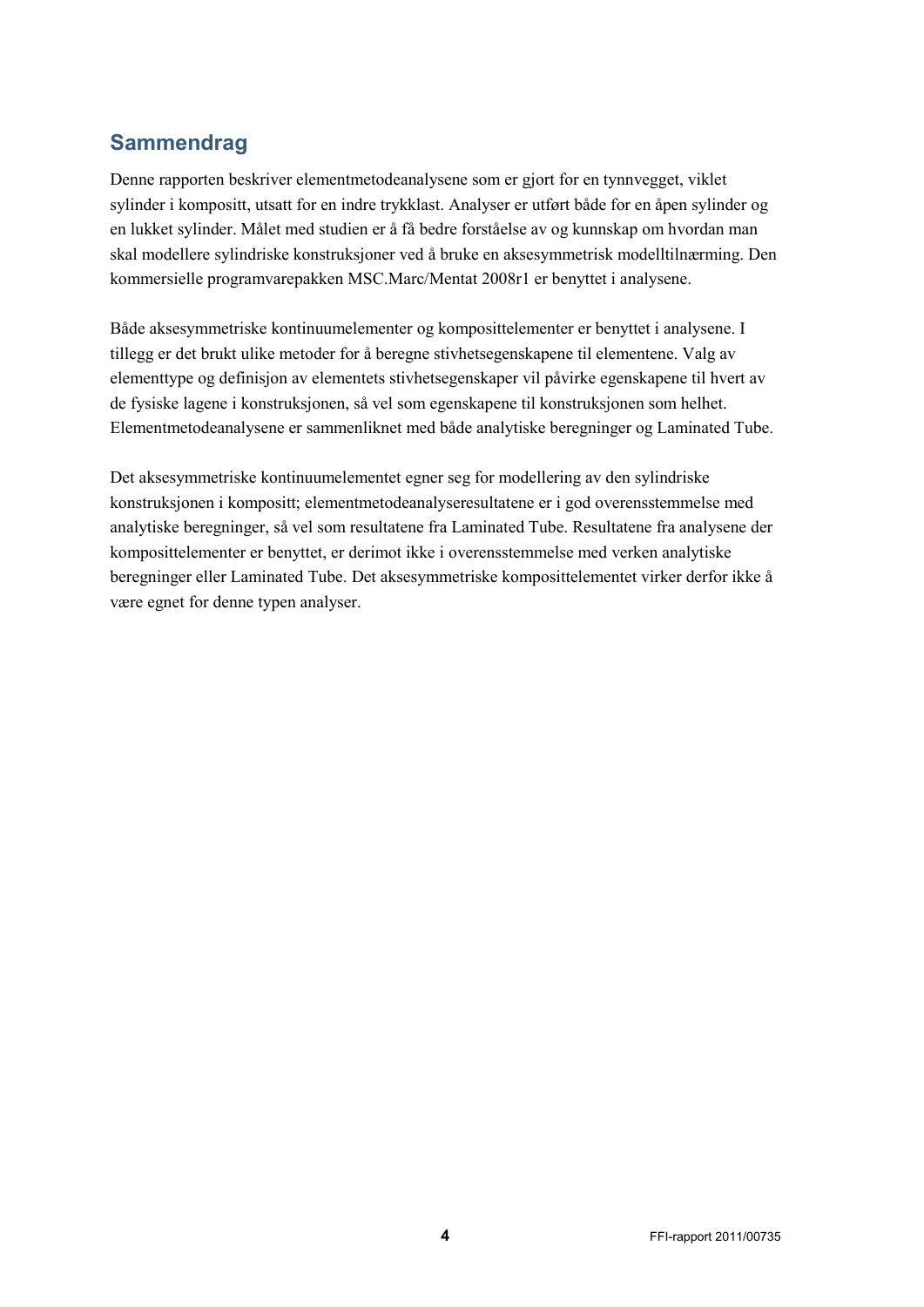## Sammendrag

Denne rapporten beskriver elementmetodeanalysene som er gjort for en tynnvegget, viklet sylinder i kompositt, utsatt for en indre trykklast. Analyser er utført både for en åpen sylinder og en lukket sylinder. Målet med studien er å få bedre forståelse av og kunnskap om hvordan man skal modellere sylindriske konstruksjoner ved å bruke en aksesymmetrisk modelltilnærming. Den kommersielle programvarepakken MSC.Marc/Mentat 2008r1 er benyttet i analysene.

Både aksesymmetriske kontinuumelementer og komposittelementer er benyttet i analysene. I tillegg er det brukt ulike metoder for å beregne stivhetsegenskapene til elementene. Valg av elementtype og definisjon av elementets stivhetsegenskaper vil påvirke egenskapene til hvert av de fysiske lagene i konstruksjonen, så vel som egenskapene til konstruksjonen som helhet. Elementmetodeanalysene er sammenliknet med både analytiske beregninger og Laminated Tube.

Det aksesymmetriske kontinuumelementet egner seg for modellering av den sylindriske konstruksjonen i kompositt; elementmetodeanalyseresultatene er i god overensstemmelse med analytiske beregninger, så vel som resultatene fra Laminated Tube. Resultatene fra analysene der komposittelementer er benyttet, er derimot ikke i overensstemmelse med verken analytiske beregninger eller Laminated Tube. Det aksesymmetriske komposittelementet virker derfor ikke å være egnet for denne typen analyser.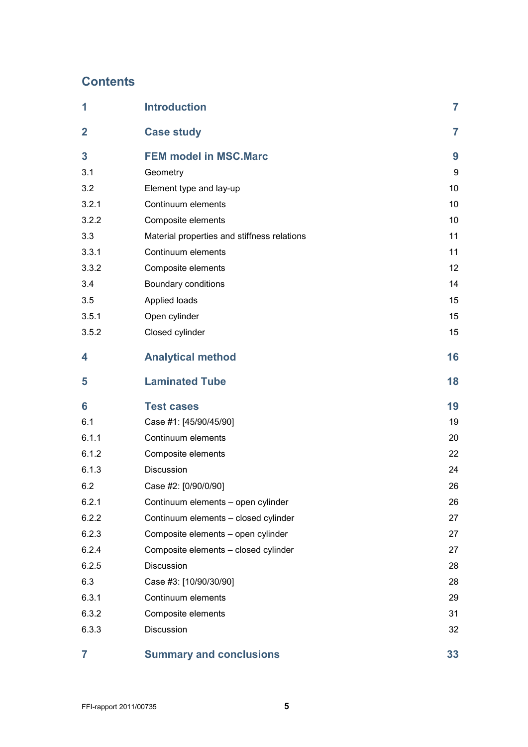## Contents

| | | |
|---|---|---|
| **1** | **Introduction** | **7** |
| **2** | **Case study** | **7** |
| **3** | **FEM model in MSC.Marc** | **9** |
| 3.1 | Geometry | 9 |
| 3.2 | Element type and lay-up | 10 |
| 3.2.1 | Continuum elements | 10 |
| 3.2.2 | Composite elements | 10 |
| 3.3 | Material properties and stiffness relations | 11 |
| 3.3.1 | Continuum elements | 11 |
| 3.3.2 | Composite elements | 12 |
| 3.4 | Boundary conditions | 14 |
| 3.5 | Applied loads | 15 |
| 3.5.1 | Open cylinder | 15 |
| 3.5.2 | Closed cylinder | 15 |
| **4** | **Analytical method** | **16** |
| **5** | **Laminated Tube** | **18** |
| **6** | **Test cases** | **19** |
| 6.1 | Case #1: [45/90/45/90] | 19 |
| 6.1.1 | Continuum elements | 20 |
| 6.1.2 | Composite elements | 22 |
| 6.1.3 | Discussion | 24 |
| 6.2 | Case #2: [0/90/0/90] | 26 |
| 6.2.1 | Continuum elements – open cylinder | 26 |
| 6.2.2 | Continuum elements – closed cylinder | 27 |
| 6.2.3 | Composite elements – open cylinder | 27 |
| 6.2.4 | Composite elements – closed cylinder | 27 |
| 6.2.5 | Discussion | 28 |
| 6.3 | Case #3: [10/90/30/90] | 28 |
| 6.3.1 | Continuum elements | 29 |
| 6.3.2 | Composite elements | 31 |
| 6.3.3 | Discussion | 32 |
| **7** | **Summary and conclusions** | **33** |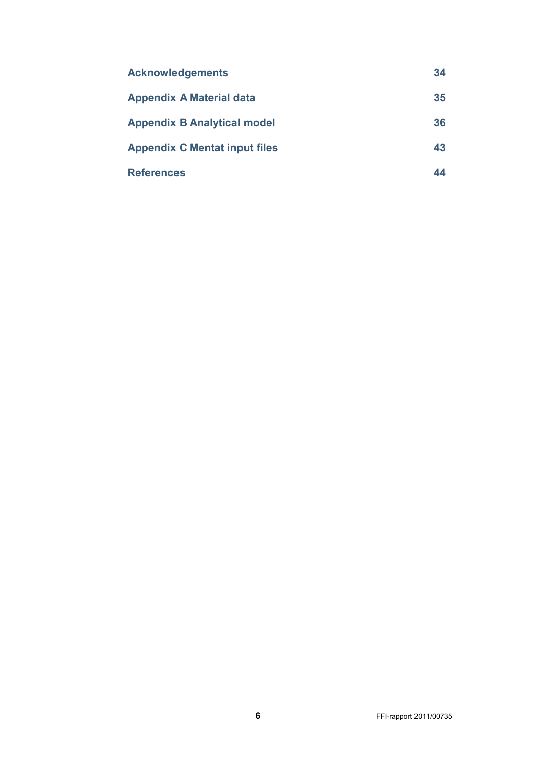| | |
|---|---|
| **Acknowledgements** | **34** |
| **Appendix A Material data** | **35** |
| **Appendix B Analytical model** | **36** |
| **Appendix C Mentat input files** | **43** |
| **References** | **44** |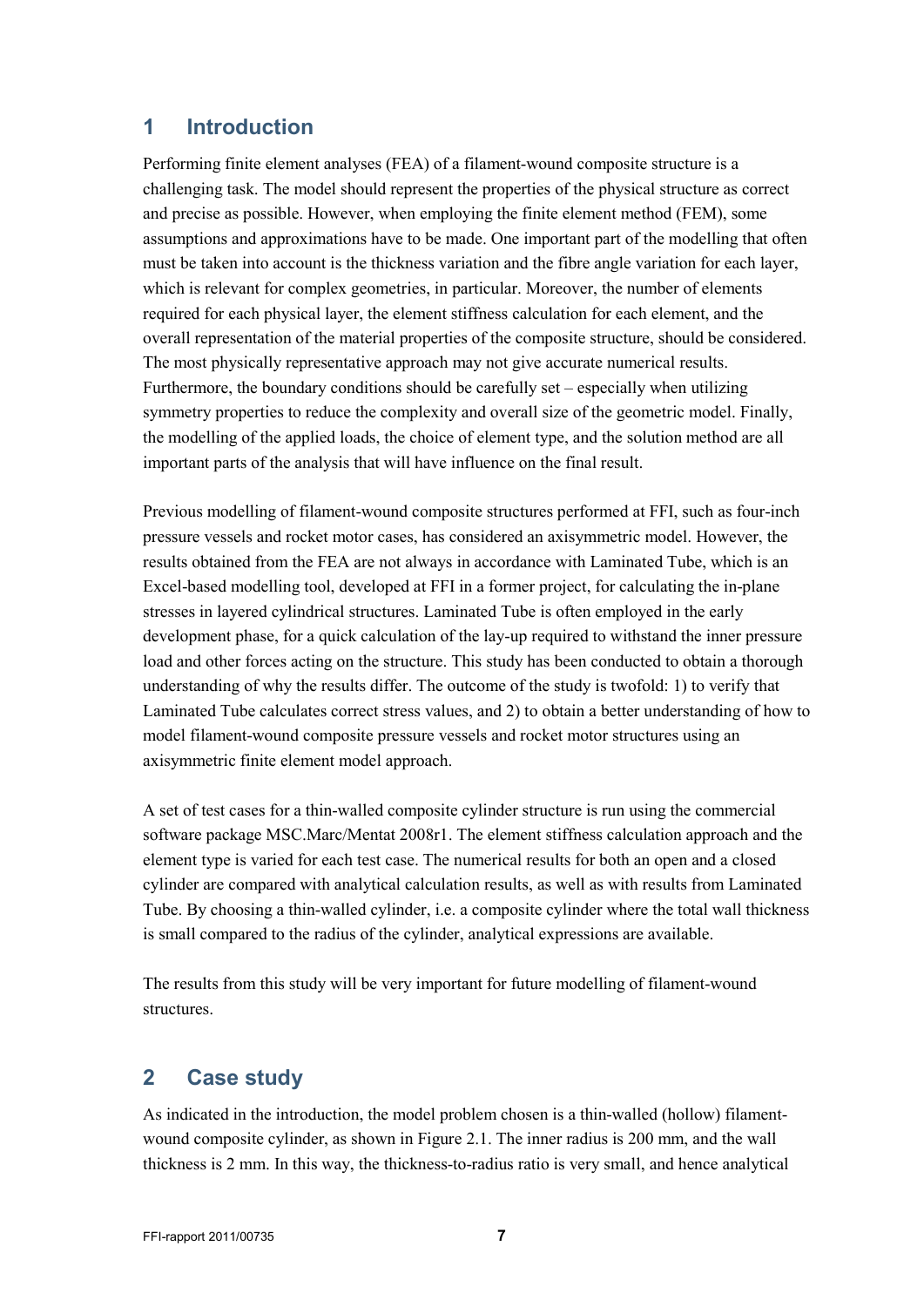# 1 Introduction

Performing finite element analyses (FEA) of a filament-wound composite structure is a challenging task. The model should represent the properties of the physical structure as correct and precise as possible. However, when employing the finite element method (FEM), some assumptions and approximations have to be made. One important part of the modelling that often must be taken into account is the thickness variation and the fibre angle variation for each layer, which is relevant for complex geometries, in particular. Moreover, the number of elements required for each physical layer, the element stiffness calculation for each element, and the overall representation of the material properties of the composite structure, should be considered. The most physically representative approach may not give accurate numerical results. Furthermore, the boundary conditions should be carefully set – especially when utilizing symmetry properties to reduce the complexity and overall size of the geometric model. Finally, the modelling of the applied loads, the choice of element type, and the solution method are all important parts of the analysis that will have influence on the final result.

Previous modelling of filament-wound composite structures performed at FFI, such as four-inch pressure vessels and rocket motor cases, has considered an axisymmetric model. However, the results obtained from the FEA are not always in accordance with Laminated Tube, which is an Excel-based modelling tool, developed at FFI in a former project, for calculating the in-plane stresses in layered cylindrical structures. Laminated Tube is often employed in the early development phase, for a quick calculation of the lay-up required to withstand the inner pressure load and other forces acting on the structure. This study has been conducted to obtain a thorough understanding of why the results differ. The outcome of the study is twofold: 1) to verify that Laminated Tube calculates correct stress values, and 2) to obtain a better understanding of how to model filament-wound composite pressure vessels and rocket motor structures using an axisymmetric finite element model approach.

A set of test cases for a thin-walled composite cylinder structure is run using the commercial software package MSC.Marc/Mentat 2008r1. The element stiffness calculation approach and the element type is varied for each test case. The numerical results for both an open and a closed cylinder are compared with analytical calculation results, as well as with results from Laminated Tube. By choosing a thin-walled cylinder, i.e. a composite cylinder where the total wall thickness is small compared to the radius of the cylinder, analytical expressions are available.

The results from this study will be very important for future modelling of filament-wound structures.

# 2 Case study

As indicated in the introduction, the model problem chosen is a thin-walled (hollow) filament-wound composite cylinder, as shown in Figure 2.1. The inner radius is 200 mm, and the wall thickness is 2 mm. In this way, the thickness-to-radius ratio is very small, and hence analytical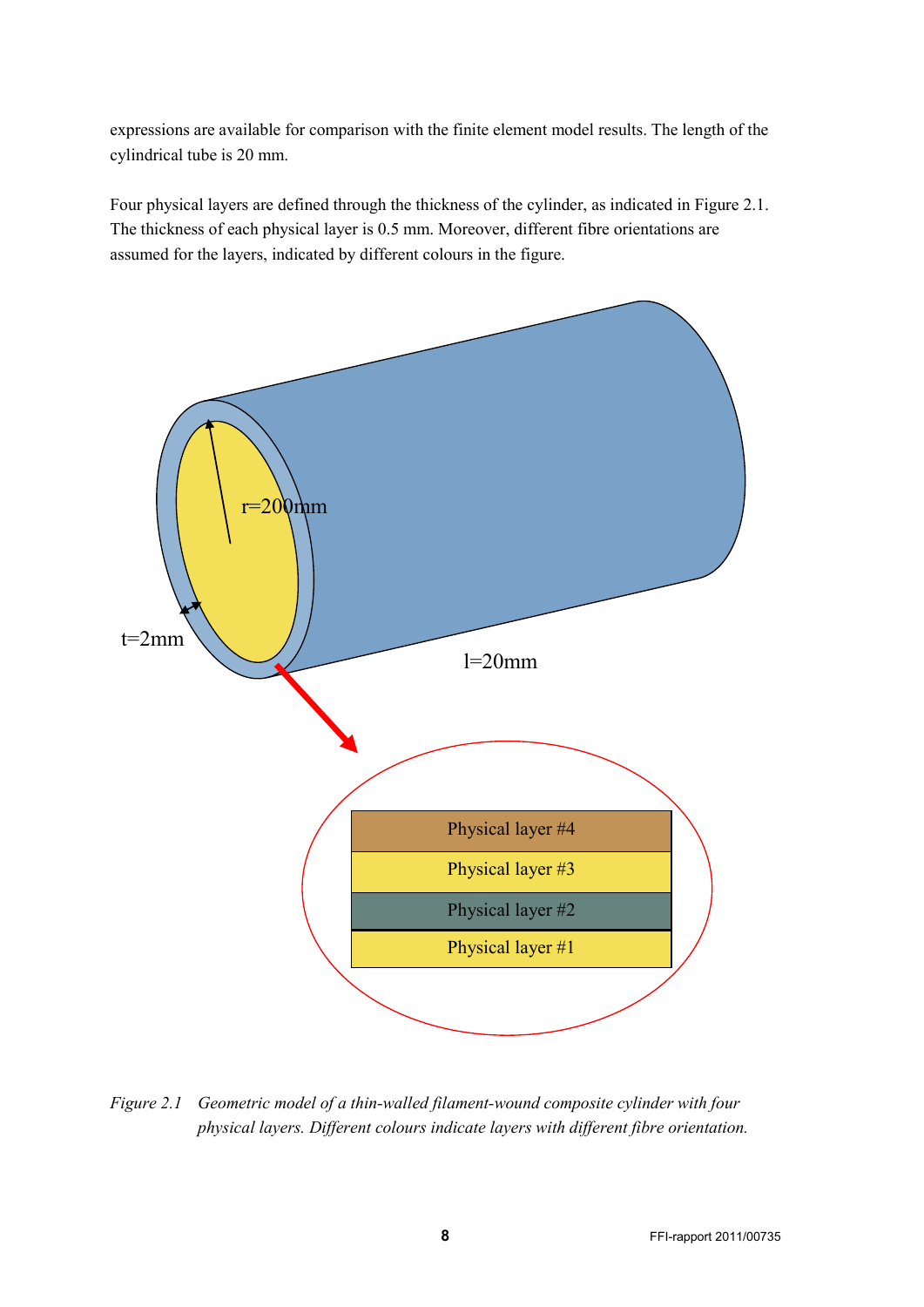expressions are available for comparison with the finite element model results. The length of the cylindrical tube is 20 mm.

Four physical layers are defined through the thickness of the cylinder, as indicated in Figure 2.1. The thickness of each physical layer is 0.5 mm. Moreover, different fibre orientations are assumed for the layers, indicated by different colours in the figure.

*Figure 2.1 Geometric model of a thin-walled filament-wound composite cylinder with four physical layers. Different colours indicate layers with different fibre orientation.*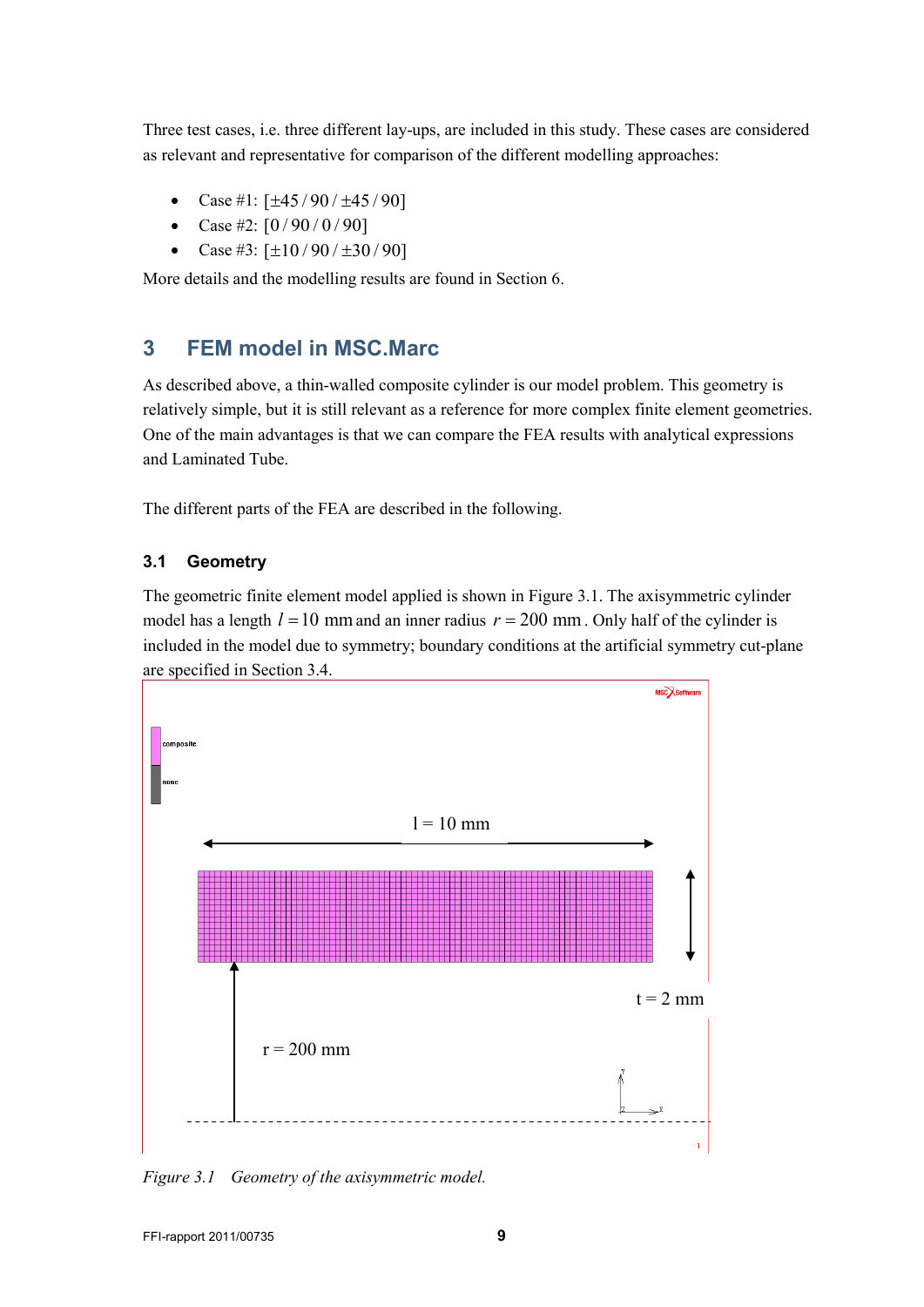Three test cases, i.e. three different lay-ups, are included in this study. These cases are considered as relevant and representative for comparison of the different modelling approaches:

- Case #1: $[\pm 45 / 90 / \pm 45 / 90]$
- Case #2: $[0 / 90 / 0 / 90]$
- Case #3: $[\pm 10 / 90 / \pm 30 / 90]$

More details and the modelling results are found in Section 6.

# 3 FEM model in MSC.Marc

As described above, a thin-walled composite cylinder is our model problem. This geometry is relatively simple, but it is still relevant as a reference for more complex finite element geometries. One of the main advantages is that we can compare the FEA results with analytical expressions and Laminated Tube.

The different parts of the FEA are described in the following.

## 3.1 Geometry

The geometric finite element model applied is shown in Figure 3.1. The axisymmetric cylinder model has a length $l = 10$ mm and an inner radius $r = 200$ mm. Only half of the cylinder is included in the model due to symmetry; boundary conditions at the artificial symmetry cut-plane are specified in Section 3.4.

*Figure 3.1 Geometry of the axisymmetric model.*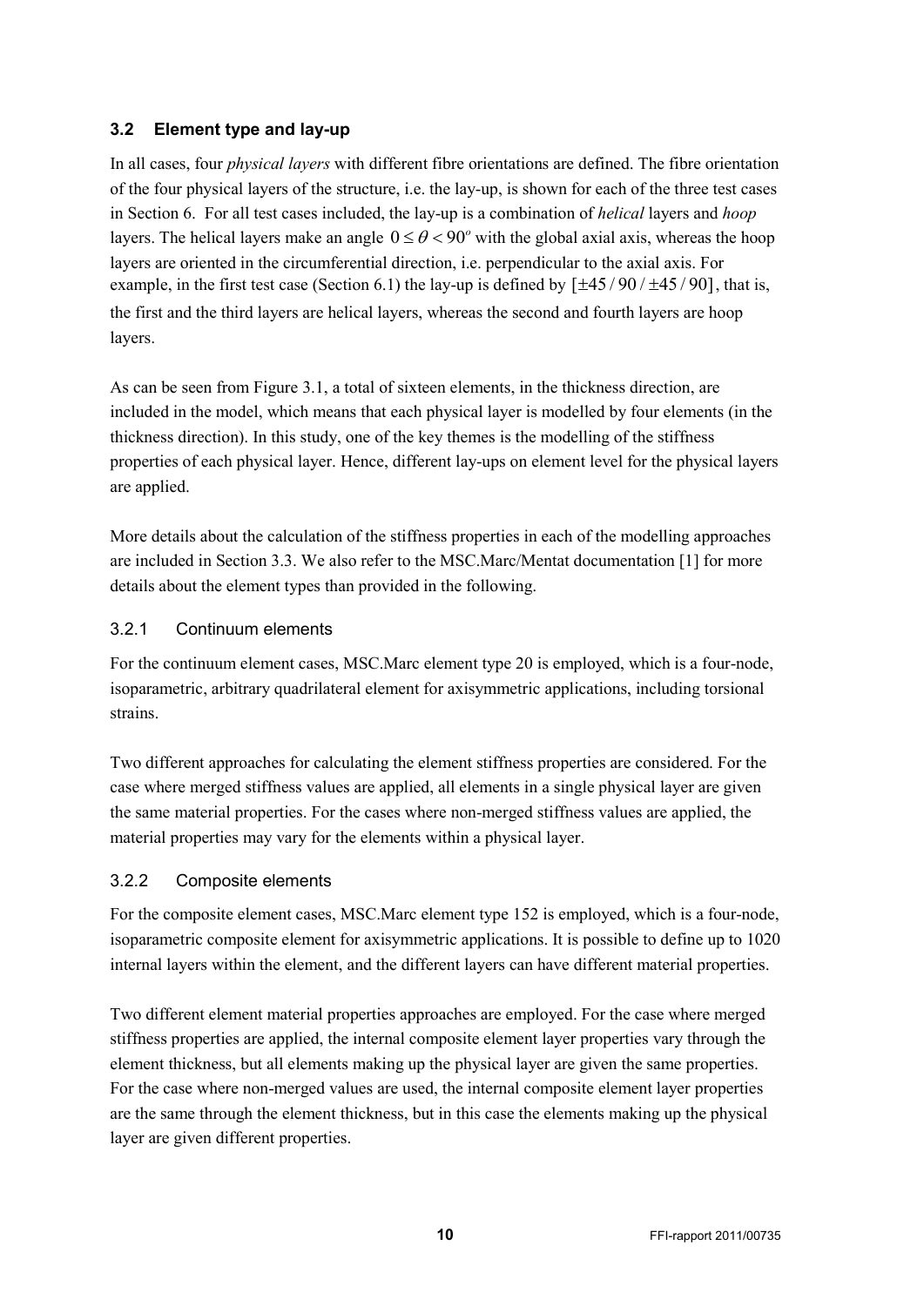## 3.2 Element type and lay-up

In all cases, four *physical layers* with different fibre orientations are defined. The fibre orientation of the four physical layers of the structure, i.e. the lay-up, is shown for each of the three test cases in Section 6. For all test cases included, the lay-up is a combination of *helical* layers and *hoop* layers. The helical layers make an angle $0 \leq \theta < 90^o$ with the global axial axis, whereas the hoop layers are oriented in the circumferential direction, i.e. perpendicular to the axial axis. For example, in the first test case (Section 6.1) the lay-up is defined by $[\pm 45/90/\pm 45/90]$, that is, the first and the third layers are helical layers, whereas the second and fourth layers are hoop layers.

As can be seen from Figure 3.1, a total of sixteen elements, in the thickness direction, are included in the model, which means that each physical layer is modelled by four elements (in the thickness direction). In this study, one of the key themes is the modelling of the stiffness properties of each physical layer. Hence, different lay-ups on element level for the physical layers are applied.

More details about the calculation of the stiffness properties in each of the modelling approaches are included in Section 3.3. We also refer to the MSC.Marc/Mentat documentation [1] for more details about the element types than provided in the following.

### 3.2.1 Continuum elements

For the continuum element cases, MSC.Marc element type 20 is employed, which is a four-node, isoparametric, arbitrary quadrilateral element for axisymmetric applications, including torsional strains.

Two different approaches for calculating the element stiffness properties are considered. For the case where merged stiffness values are applied, all elements in a single physical layer are given the same material properties. For the cases where non-merged stiffness values are applied, the material properties may vary for the elements within a physical layer.

### 3.2.2 Composite elements

For the composite element cases, MSC.Marc element type 152 is employed, which is a four-node, isoparametric composite element for axisymmetric applications. It is possible to define up to 1020 internal layers within the element, and the different layers can have different material properties.

Two different element material properties approaches are employed. For the case where merged stiffness properties are applied, the internal composite element layer properties vary through the element thickness, but all elements making up the physical layer are given the same properties. For the case where non-merged values are used, the internal composite element layer properties are the same through the element thickness, but in this case the elements making up the physical layer are given different properties.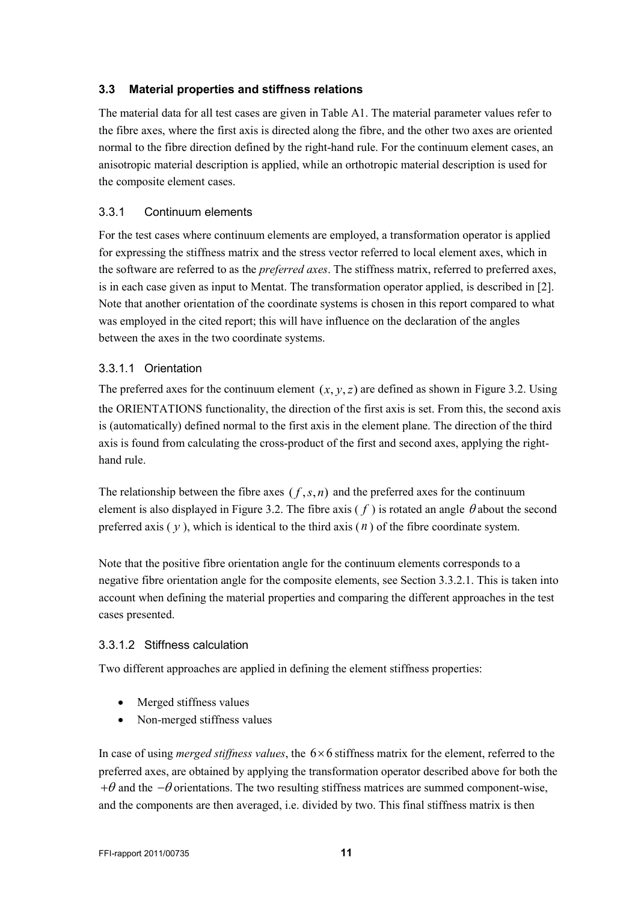### 3.3 Material properties and stiffness relations

The material data for all test cases are given in Table A1. The material parameter values refer to the fibre axes, where the first axis is directed along the fibre, and the other two axes are oriented normal to the fibre direction defined by the right-hand rule. For the continuum element cases, an anisotropic material description is applied, while an orthotropic material description is used for the composite element cases.

#### 3.3.1 Continuum elements

For the test cases where continuum elements are employed, a transformation operator is applied for expressing the stiffness matrix and the stress vector referred to local element axes, which in the software are referred to as the *preferred axes*. The stiffness matrix, referred to preferred axes, is in each case given as input to Mentat. The transformation operator applied, is described in [2]. Note that another orientation of the coordinate systems is chosen in this report compared to what was employed in the cited report; this will have influence on the declaration of the angles between the axes in the two coordinate systems.

##### 3.3.1.1 Orientation

The preferred axes for the continuum element $(x, y, z)$ are defined as shown in Figure 3.2. Using the ORIENTATIONS functionality, the direction of the first axis is set. From this, the second axis is (automatically) defined normal to the first axis in the element plane. The direction of the third axis is found from calculating the cross-product of the first and second axes, applying the right-hand rule.

The relationship between the fibre axes $(f, s, n)$ and the preferred axes for the continuum element is also displayed in Figure 3.2. The fibre axis ($f$) is rotated an angle $\theta$ about the second preferred axis ($y$), which is identical to the third axis ($n$) of the fibre coordinate system.

Note that the positive fibre orientation angle for the continuum elements corresponds to a negative fibre orientation angle for the composite elements, see Section 3.3.2.1. This is taken into account when defining the material properties and comparing the different approaches in the test cases presented.

##### 3.3.1.2 Stiffness calculation

Two different approaches are applied in defining the element stiffness properties:

- Merged stiffness values
- Non-merged stiffness values

In case of using *merged stiffness values*, the $6 \times 6$ stiffness matrix for the element, referred to the preferred axes, are obtained by applying the transformation operator described above for both the $+\theta$ and the $-\theta$ orientations. The two resulting stiffness matrices are summed component-wise, and the components are then averaged, i.e. divided by two. This final stiffness matrix is then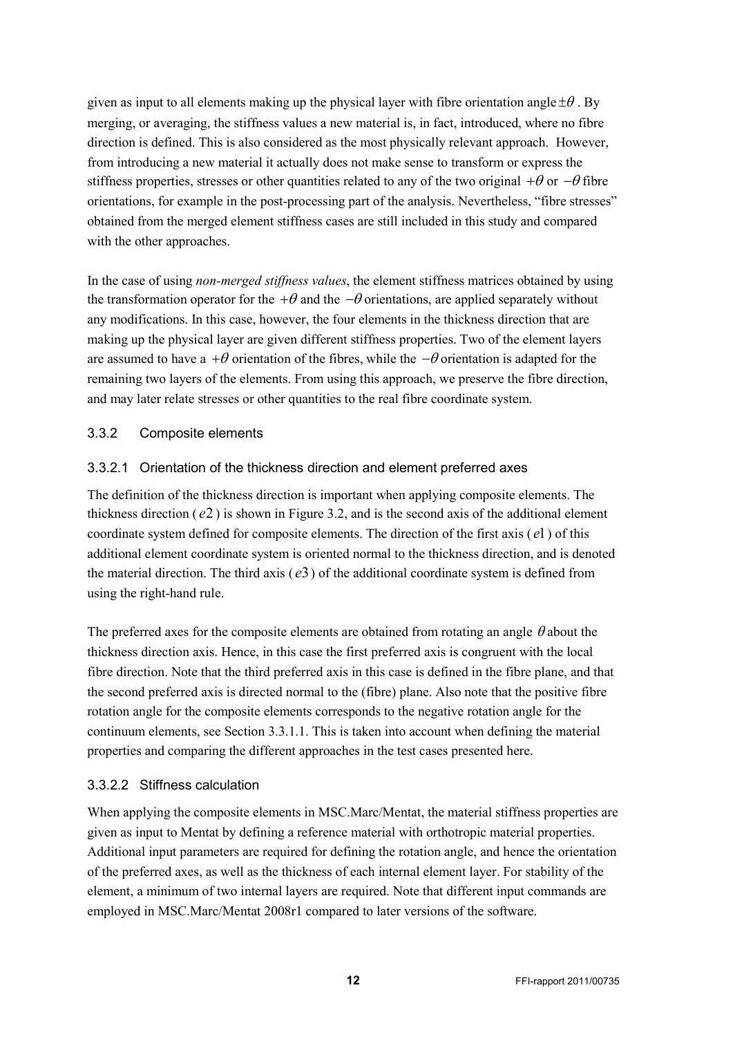given as input to all elements making up the physical layer with fibre orientation angle $\pm\theta$ . By merging, or averaging, the stiffness values a new material is, in fact, introduced, where no fibre direction is defined. This is also considered as the most physically relevant approach. However, from introducing a new material it actually does not make sense to transform or express the stiffness properties, stresses or other quantities related to any of the two original $+\theta$ or $-\theta$ fibre orientations, for example in the post-processing part of the analysis. Nevertheless, "fibre stresses" obtained from the merged element stiffness cases are still included in this study and compared with the other approaches.

In the case of using *non-merged stiffness values*, the element stiffness matrices obtained by using the transformation operator for the $+\theta$ and the $-\theta$ orientations, are applied separately without any modifications. In this case, however, the four elements in the thickness direction that are making up the physical layer are given different stiffness properties. Two of the element layers are assumed to have a $+\theta$ orientation of the fibres, while the $-\theta$ orientation is adapted for the remaining two layers of the elements. From using this approach, we preserve the fibre direction, and may later relate stresses or other quantities to the real fibre coordinate system.

### 3.3.2 Composite elements

#### 3.3.2.1 Orientation of the thickness direction and element preferred axes

The definition of the thickness direction is important when applying composite elements. The thickness direction ( $e2$ ) is shown in Figure 3.2, and is the second axis of the additional element coordinate system defined for composite elements. The direction of the first axis ( $e1$ ) of this additional element coordinate system is oriented normal to the thickness direction, and is denoted the material direction. The third axis ( $e3$ ) of the additional coordinate system is defined from using the right-hand rule.

The preferred axes for the composite elements are obtained from rotating an angle $\theta$ about the thickness direction axis. Hence, in this case the first preferred axis is congruent with the local fibre direction. Note that the third preferred axis in this case is defined in the fibre plane, and that the second preferred axis is directed normal to the (fibre) plane. Also note that the positive fibre rotation angle for the composite elements corresponds to the negative rotation angle for the continuum elements, see Section 3.3.1.1. This is taken into account when defining the material properties and comparing the different approaches in the test cases presented here.

#### 3.3.2.2 Stiffness calculation

When applying the composite elements in MSC.Marc/Mentat, the material stiffness properties are given as input to Mentat by defining a reference material with orthotropic material properties. Additional input parameters are required for defining the rotation angle, and hence the orientation of the preferred axes, as well as the thickness of each internal element layer. For stability of the element, a minimum of two internal layers are required. Note that different input commands are employed in MSC.Marc/Mentat 2008r1 compared to later versions of the software.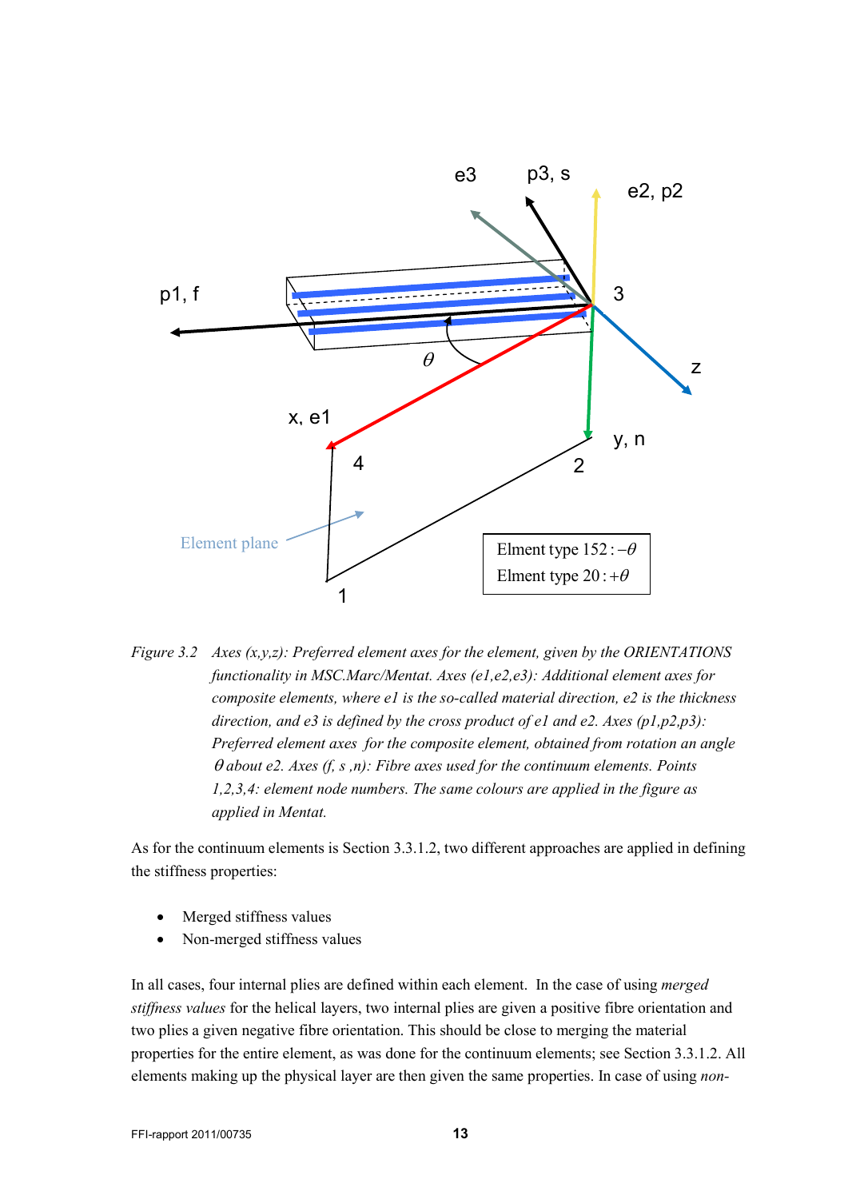Figure 3.2 Axes (x,y,z): Preferred element axes for the element, given by the ORIENTATIONS functionality in MSC.Marc/Mentat. Axes (e1,e2,e3): Additional element axes for composite elements, where e1 is the so-called material direction, e2 is the thickness direction, and e3 is defined by the cross product of e1 and e2. Axes (p1,p2,p3): Preferred element axes for the composite element, obtained from rotation an angle $\theta$ about e2. Axes (f, s ,n): Fibre axes used for the continuum elements. Points 1,2,3,4: element node numbers. The same colours are applied in the figure as applied in Mentat.

As for the continuum elements is Section 3.3.1.2, two different approaches are applied in defining the stiffness properties:

- Merged stiffness values
- Non-merged stiffness values

In all cases, four internal plies are defined within each element. In the case of using *merged stiffness values* for the helical layers, two internal plies are given a positive fibre orientation and two plies a given negative fibre orientation. This should be close to merging the material properties for the entire element, as was done for the continuum elements; see Section 3.3.1.2. All elements making up the physical layer are then given the same properties. In case of using *non-*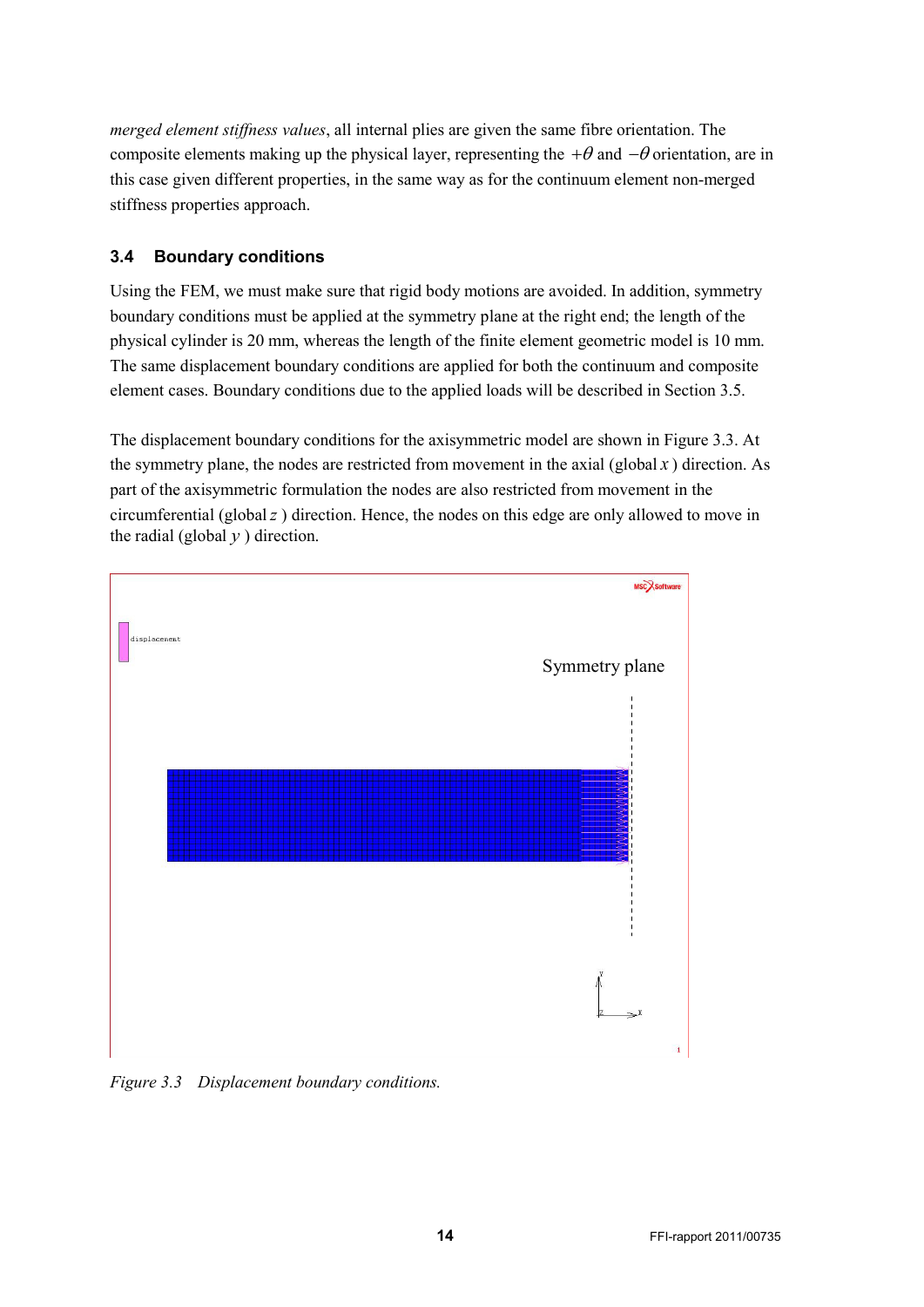*merged element stiffness values*, all internal plies are given the same fibre orientation. The composite elements making up the physical layer, representing the $+\theta$ and $-\theta$ orientation, are in this case given different properties, in the same way as for the continuum element non-merged stiffness properties approach.

### 3.4 Boundary conditions

Using the FEM, we must make sure that rigid body motions are avoided. In addition, symmetry boundary conditions must be applied at the symmetry plane at the right end; the length of the physical cylinder is 20 mm, whereas the length of the finite element geometric model is 10 mm. The same displacement boundary conditions are applied for both the continuum and composite element cases. Boundary conditions due to the applied loads will be described in Section 3.5.

The displacement boundary conditions for the axisymmetric model are shown in Figure 3.3. At the symmetry plane, the nodes are restricted from movement in the axial (global $x$ ) direction. As part of the axisymmetric formulation the nodes are also restricted from movement in the circumferential (global $z$ ) direction. Hence, the nodes on this edge are only allowed to move in the radial (global $y$ ) direction.

*Figure 3.3 Displacement boundary conditions.*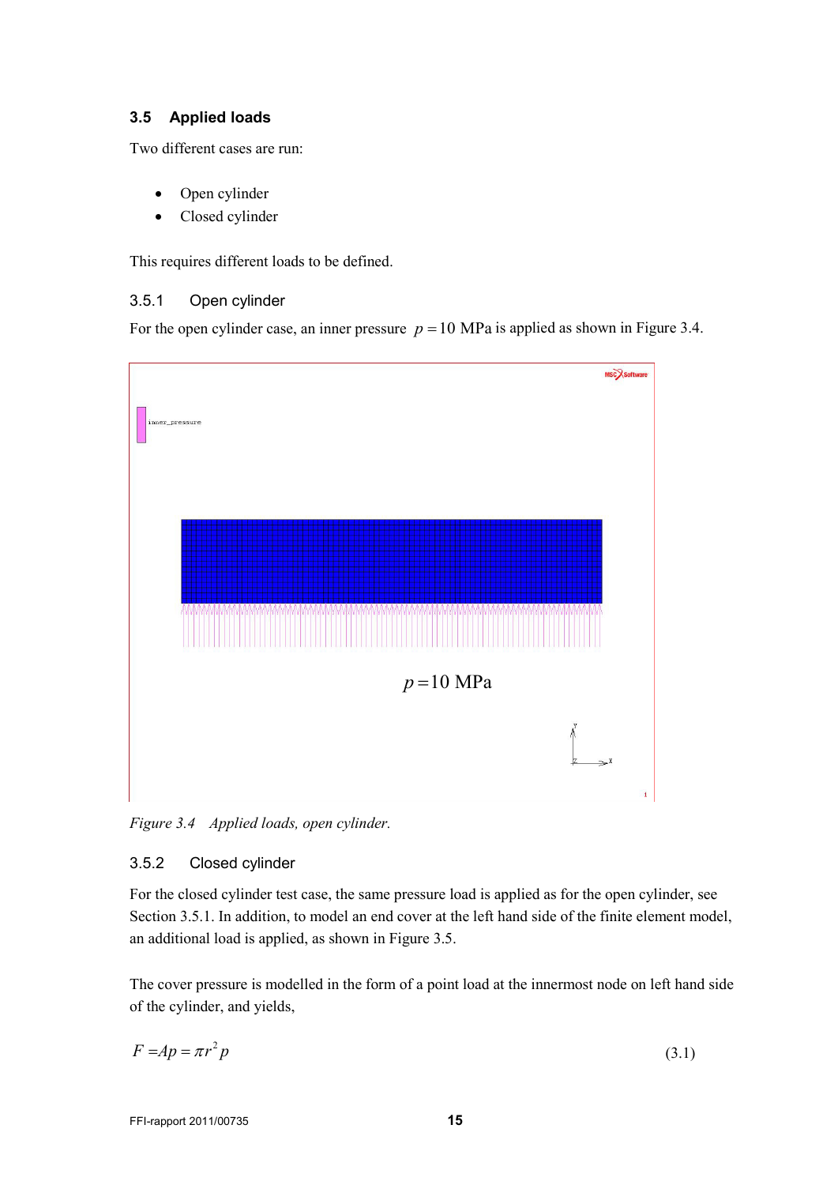### 3.5 Applied loads

Two different cases are run:

- Open cylinder
- Closed cylinder

This requires different loads to be defined.

#### 3.5.1 Open cylinder

For the open cylinder case, an inner pressure $p = 10$ MPa is applied as shown in Figure 3.4.

*Figure 3.4 Applied loads, open cylinder.*

#### 3.5.2 Closed cylinder

For the closed cylinder test case, the same pressure load is applied as for the open cylinder, see Section 3.5.1. In addition, to model an end cover at the left hand side of the finite element model, an additional load is applied, as shown in Figure 3.5.

The cover pressure is modelled in the form of a point load at the innermost node on left hand side of the cylinder, and yields,

$$F = Ap = \pi r^2 p \tag{3.1}$$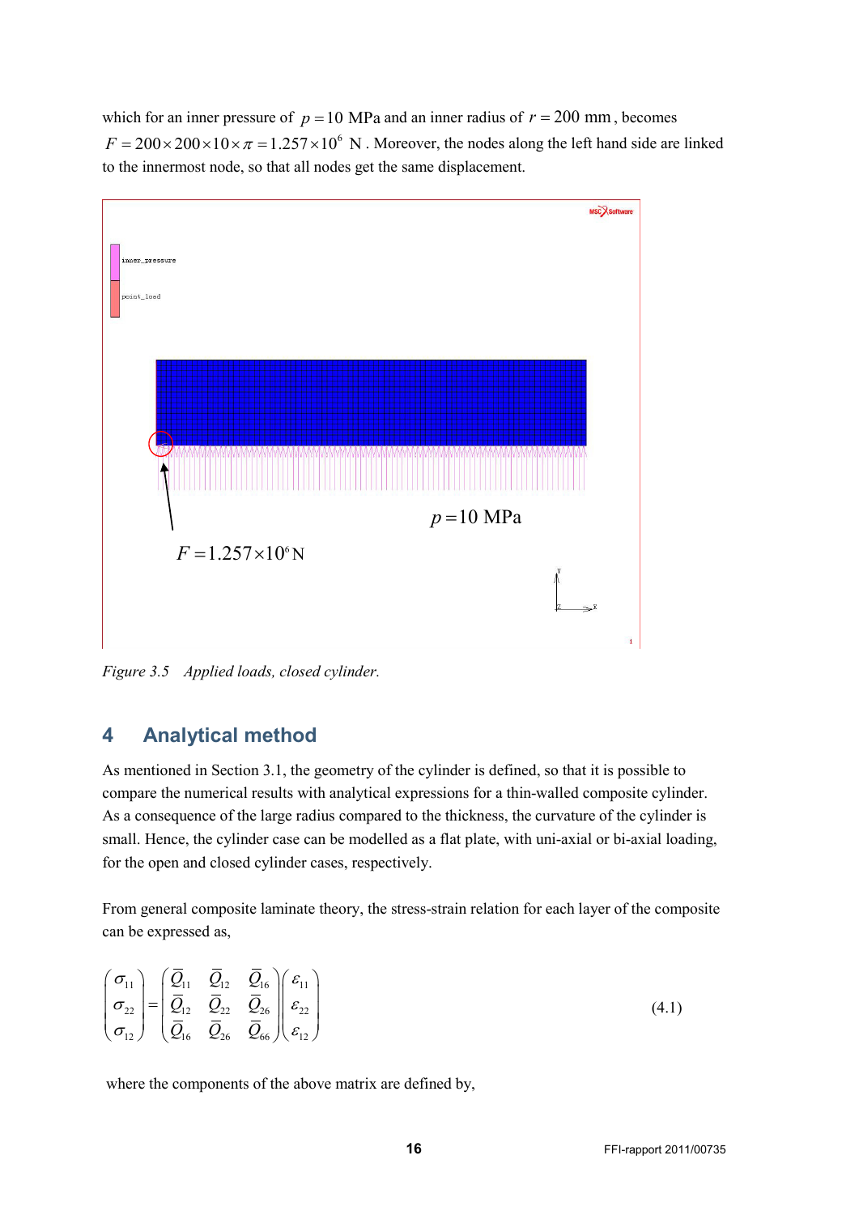which for an inner pressure of $p = 10$ MPa and an inner radius of $r = 200$ mm, becomes $F = 200 \times 200 \times 10 \times \pi = 1.257 \times 10^6$ N. Moreover, the nodes along the left hand side are linked to the innermost node, so that all nodes get the same displacement.

*Figure 3.5 Applied loads, closed cylinder.*

## 4 Analytical method

As mentioned in Section 3.1, the geometry of the cylinder is defined, so that it is possible to compare the numerical results with analytical expressions for a thin-walled composite cylinder. As a consequence of the large radius compared to the thickness, the curvature of the cylinder is small. Hence, the cylinder case can be modelled as a flat plate, with uni-axial or bi-axial loading, for the open and closed cylinder cases, respectively.

From general composite laminate theory, the stress-strain relation for each layer of the composite can be expressed as,

$$\begin{pmatrix} \sigma_{11} \\ \sigma_{22} \\ \sigma_{12} \end{pmatrix} = \begin{pmatrix} \bar{Q}_{11} & \bar{Q}_{12} & \bar{Q}_{16} \\ \bar{Q}_{12} & \bar{Q}_{22} & \bar{Q}_{26} \\ \bar{Q}_{16} & \bar{Q}_{26} & \bar{Q}_{66} \end{pmatrix} \begin{pmatrix} \varepsilon_{11} \\ \varepsilon_{22} \\ \varepsilon_{12} \end{pmatrix} \tag{4.1}$$

where the components of the above matrix are defined by,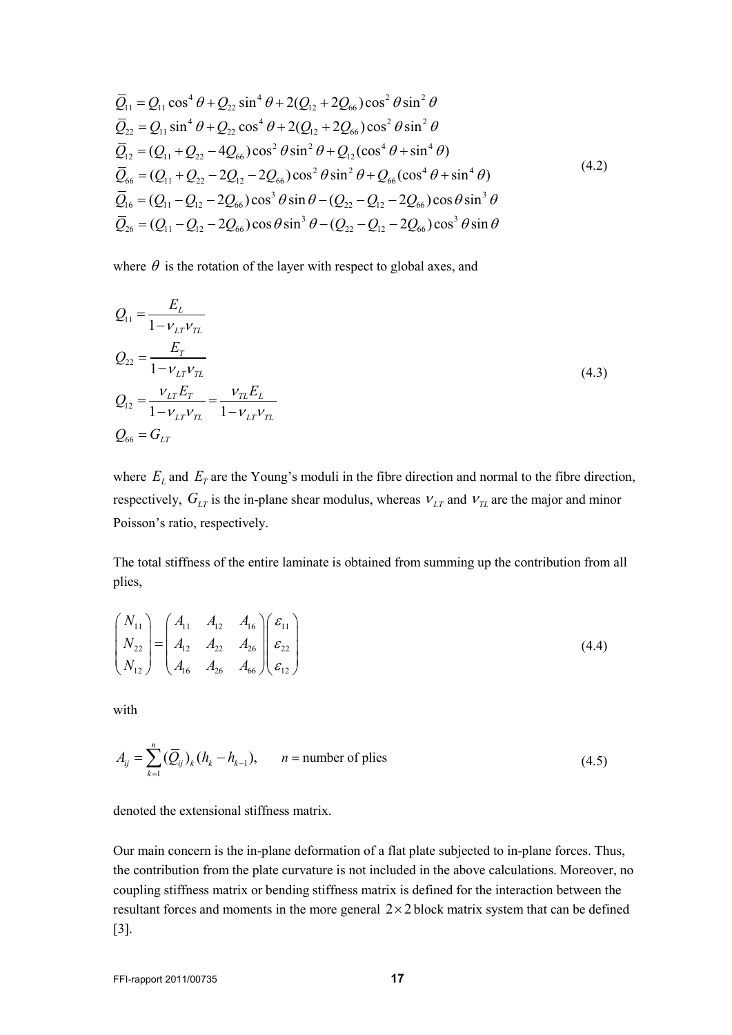$$
\begin{aligned}
\bar{Q}_{11} &= Q_{11}\cos^4\theta + Q_{22}\sin^4\theta + 2(Q_{12}+2Q_{66})\cos^2\theta\sin^2\theta \\
\bar{Q}_{22} &= Q_{11}\sin^4\theta + Q_{22}\cos^4\theta + 2(Q_{12}+2Q_{66})\cos^2\theta\sin^2\theta \\
\bar{Q}_{12} &= (Q_{11}+Q_{22}-4Q_{66})\cos^2\theta\sin^2\theta + Q_{12}(\cos^4\theta+\sin^4\theta) \\
\bar{Q}_{66} &= (Q_{11}+Q_{22}-2Q_{12}-2Q_{66})\cos^2\theta\sin^2\theta + Q_{66}(\cos^4\theta+\sin^4\theta) \\
\bar{Q}_{16} &= (Q_{11}-Q_{12}-2Q_{66})\cos^3\theta\sin\theta - (Q_{22}-Q_{12}-2Q_{66})\cos\theta\sin^3\theta \\
\bar{Q}_{26} &= (Q_{11}-Q_{12}-2Q_{66})\cos\theta\sin^3\theta - (Q_{22}-Q_{12}-2Q_{66})\cos^3\theta\sin\theta
\end{aligned}
\tag{4.2}
$$

where $\theta$ is the rotation of the layer with respect to global axes, and

$$
\begin{aligned}
Q_{11} &= \frac{E_L}{1-\nu_{LT}\nu_{TL}} \\
Q_{22} &= \frac{E_T}{1-\nu_{LT}\nu_{TL}} \\
Q_{12} &= \frac{\nu_{LT}E_T}{1-\nu_{LT}\nu_{TL}} = \frac{\nu_{TL}E_L}{1-\nu_{LT}\nu_{TL}} \\
Q_{66} &= G_{LT}
\end{aligned}
\tag{4.3}
$$

where $E_L$ and $E_T$ are the Young's moduli in the fibre direction and normal to the fibre direction, respectively, $G_{LT}$ is the in-plane shear modulus, whereas $\nu_{LT}$ and $\nu_{TL}$ are the major and minor Poisson's ratio, respectively.

The total stiffness of the entire laminate is obtained from summing up the contribution from all plies,

$$
\begin{pmatrix} N_{11} \\ N_{22} \\ N_{12} \end{pmatrix} = \begin{pmatrix} A_{11} & A_{12} & A_{16} \\ A_{12} & A_{22} & A_{26} \\ A_{16} & A_{26} & A_{66} \end{pmatrix} \begin{pmatrix} \varepsilon_{11} \\ \varepsilon_{22} \\ \varepsilon_{12} \end{pmatrix}
\tag{4.4}
$$

with

$$
A_{ij} = \sum_{k=1}^{n} (\bar{Q}_{ij})_k (h_k - h_{k-1}), \qquad n = \text{number of plies}
\tag{4.5}
$$

denoted the extensional stiffness matrix.

Our main concern is the in-plane deformation of a flat plate subjected to in-plane forces. Thus, the contribution from the plate curvature is not included in the above calculations. Moreover, no coupling stiffness matrix or bending stiffness matrix is defined for the interaction between the resultant forces and moments in the more general $2\times 2$ block matrix system that can be defined [3].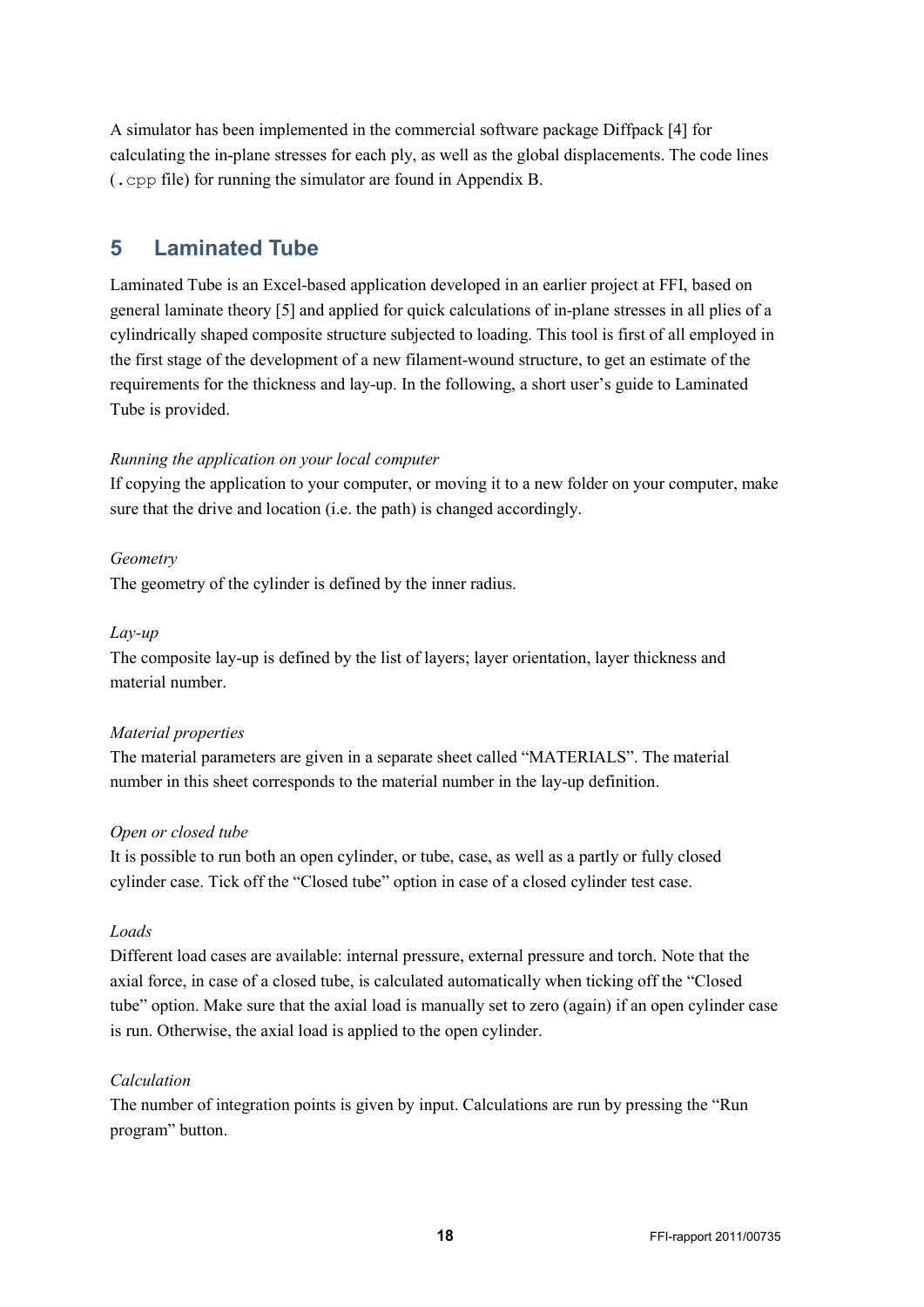A simulator has been implemented in the commercial software package Diffpack [4] for calculating the in-plane stresses for each ply, as well as the global displacements. The code lines (`.cpp` file) for running the simulator are found in Appendix B.

## 5 Laminated Tube

Laminated Tube is an Excel-based application developed in an earlier project at FFI, based on general laminate theory [5] and applied for quick calculations of in-plane stresses in all plies of a cylindrically shaped composite structure subjected to loading. This tool is first of all employed in the first stage of the development of a new filament-wound structure, to get an estimate of the requirements for the thickness and lay-up. In the following, a short user's guide to Laminated Tube is provided.

*Running the application on your local computer*
If copying the application to your computer, or moving it to a new folder on your computer, make sure that the drive and location (i.e. the path) is changed accordingly.

*Geometry*
The geometry of the cylinder is defined by the inner radius.

*Lay-up*
The composite lay-up is defined by the list of layers; layer orientation, layer thickness and material number.

*Material properties*
The material parameters are given in a separate sheet called "MATERIALS". The material number in this sheet corresponds to the material number in the lay-up definition.

*Open or closed tube*
It is possible to run both an open cylinder, or tube, case, as well as a partly or fully closed cylinder case. Tick off the "Closed tube" option in case of a closed cylinder test case.

*Loads*
Different load cases are available: internal pressure, external pressure and torch. Note that the axial force, in case of a closed tube, is calculated automatically when ticking off the "Closed tube" option. Make sure that the axial load is manually set to zero (again) if an open cylinder case is run. Otherwise, the axial load is applied to the open cylinder.

*Calculation*
The number of integration points is given by input. Calculations are run by pressing the "Run program" button.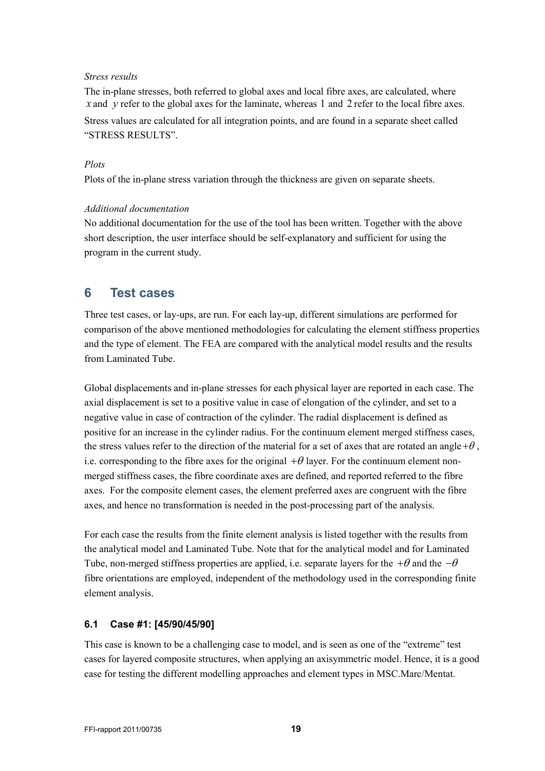*Stress results*

The in-plane stresses, both referred to global axes and local fibre axes, are calculated, where $x$ and $y$ refer to the global axes for the laminate, whereas $1$ and $2$ refer to the local fibre axes. Stress values are calculated for all integration points, and are found in a separate sheet called "STRESS RESULTS".

*Plots*

Plots of the in-plane stress variation through the thickness are given on separate sheets.

*Additional documentation*

No additional documentation for the use of the tool has been written. Together with the above short description, the user interface should be self-explanatory and sufficient for using the program in the current study.

# 6 Test cases

Three test cases, or lay-ups, are run. For each lay-up, different simulations are performed for comparison of the above mentioned methodologies for calculating the element stiffness properties and the type of element. The FEA are compared with the analytical model results and the results from Laminated Tube.

Global displacements and in-plane stresses for each physical layer are reported in each case. The axial displacement is set to a positive value in case of elongation of the cylinder, and set to a negative value in case of contraction of the cylinder. The radial displacement is defined as positive for an increase in the cylinder radius. For the continuum element merged stiffness cases, the stress values refer to the direction of the material for a set of axes that are rotated an angle $+\theta$, i.e. corresponding to the fibre axes for the original $+\theta$ layer. For the continuum element non-merged stiffness cases, the fibre coordinate axes are defined, and reported referred to the fibre axes. For the composite element cases, the element preferred axes are congruent with the fibre axes, and hence no transformation is needed in the post-processing part of the analysis.

For each case the results from the finite element analysis is listed together with the results from the analytical model and Laminated Tube. Note that for the analytical model and for Laminated Tube, non-merged stiffness properties are applied, i.e. separate layers for the $+\theta$ and the $-\theta$ fibre orientations are employed, independent of the methodology used in the corresponding finite element analysis.

## 6.1 Case #1: [45/90/45/90]

This case is known to be a challenging case to model, and is seen as one of the "extreme" test cases for layered composite structures, when applying an axisymmetric model. Hence, it is a good case for testing the different modelling approaches and element types in MSC.Marc/Mentat.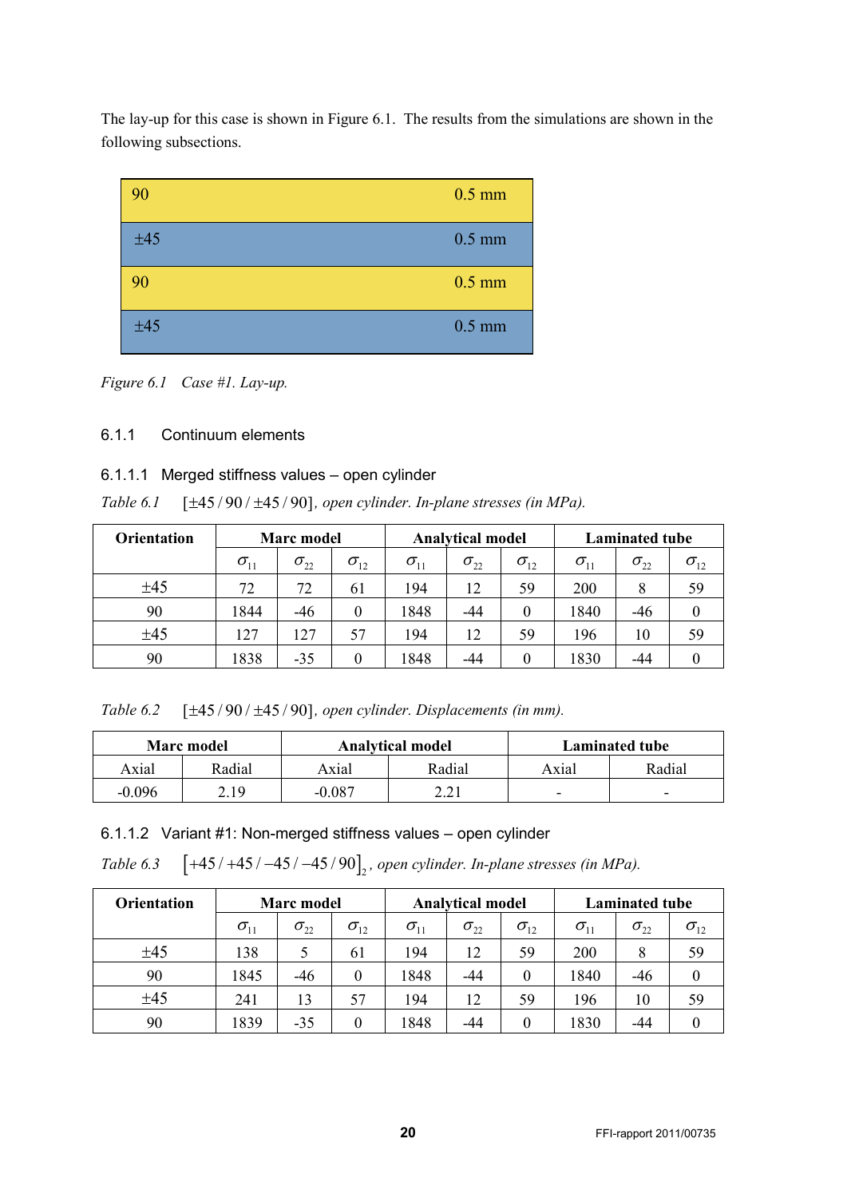The lay-up for this case is shown in Figure 6.1. The results from the simulations are shown in the following subsections.

| 90 | 0.5 mm |
|---|---|
| ±45 | 0.5 mm |
| 90 | 0.5 mm |
| ±45 | 0.5 mm |

*Figure 6.1 Case #1. Lay-up.*

### 6.1.1 Continuum elements

#### 6.1.1.1 Merged stiffness values – open cylinder

*Table 6.1* $[\pm 45/90/\pm 45/90]$, *open cylinder. In-plane stresses (in MPa).*

| Orientation | Marc model | | | Analytical model | | | Laminated tube | | |
|---|---|---|---|---|---|---|---|---|---|
| | $\sigma_{11}$ | $\sigma_{22}$ | $\sigma_{12}$ | $\sigma_{11}$ | $\sigma_{22}$ | $\sigma_{12}$ | $\sigma_{11}$ | $\sigma_{22}$ | $\sigma_{12}$ |
| ±45 | 72 | 72 | 61 | 194 | 12 | 59 | 200 | 8 | 59 |
| 90 | 1844 | -46 | 0 | 1848 | -44 | 0 | 1840 | -46 | 0 |
| ±45 | 127 | 127 | 57 | 194 | 12 | 59 | 196 | 10 | 59 |
| 90 | 1838 | -35 | 0 | 1848 | -44 | 0 | 1830 | -44 | 0 |

*Table 6.2* $[\pm 45/90/\pm 45/90]$, *open cylinder. Displacements (in mm).*

| Marc model | | Analytical model | | Laminated tube | |
|---|---|---|---|---|---|
| Axial | Radial | Axial | Radial | Axial | Radial |
| -0.096 | 2.19 | -0.087 | 2.21 | - | - |

#### 6.1.1.2 Variant #1: Non-merged stiffness values – open cylinder

*Table 6.3* $[+45/+45/-45/-45/90]_2$, *open cylinder. In-plane stresses (in MPa).*

| Orientation | Marc model | | | Analytical model | | | Laminated tube | | |
|---|---|---|---|---|---|---|---|---|---|
| | $\sigma_{11}$ | $\sigma_{22}$ | $\sigma_{12}$ | $\sigma_{11}$ | $\sigma_{22}$ | $\sigma_{12}$ | $\sigma_{11}$ | $\sigma_{22}$ | $\sigma_{12}$ |
| ±45 | 138 | 5 | 61 | 194 | 12 | 59 | 200 | 8 | 59 |
| 90 | 1845 | -46 | 0 | 1848 | -44 | 0 | 1840 | -46 | 0 |
| ±45 | 241 | 13 | 57 | 194 | 12 | 59 | 196 | 10 | 59 |
| 90 | 1839 | -35 | 0 | 1848 | -44 | 0 | 1830 | -44 | 0 |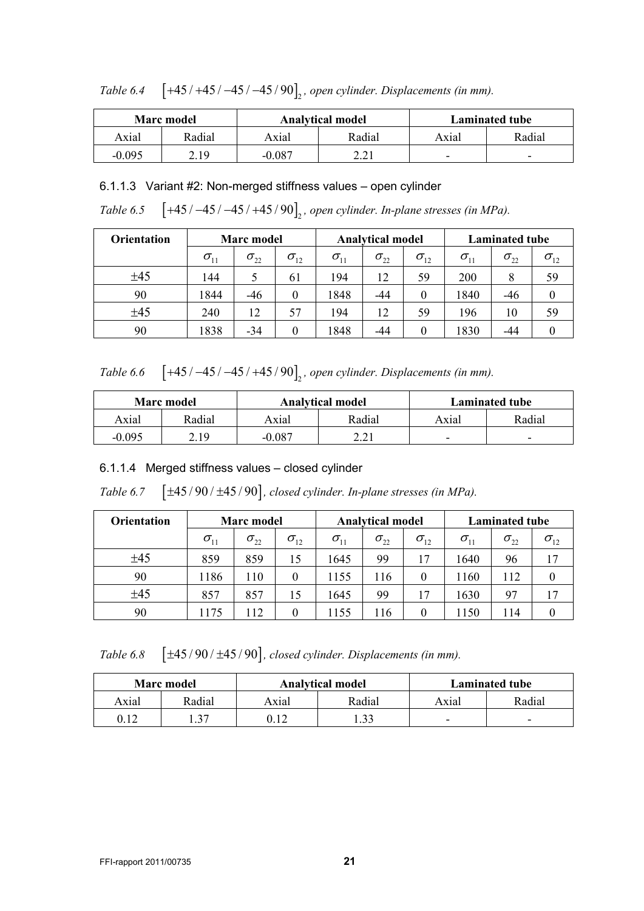*Table 6.4* $[+45/+45/-45/-45/90]_2$*, open cylinder. Displacements (in mm).*

| Marc model | | Analytical model | | Laminated tube | |
|---|---|---|---|---|---|
| Axial | Radial | Axial | Radial | Axial | Radial |
| -0.095 | 2.19 | -0.087 | 2.21 | - | - |

### 6.1.1.3 Variant #2: Non-merged stiffness values – open cylinder

*Table 6.5* $[+45/-45/-45/+45/90]_2$*, open cylinder. In-plane stresses (in MPa).*

| Orientation | Marc model | | | Analytical model | | | Laminated tube | | |
|---|---|---|---|---|---|---|---|---|---|
| | $\sigma_{11}$ | $\sigma_{22}$ | $\sigma_{12}$ | $\sigma_{11}$ | $\sigma_{22}$ | $\sigma_{12}$ | $\sigma_{11}$ | $\sigma_{22}$ | $\sigma_{12}$ |
| ±45 | 144 | 5 | 61 | 194 | 12 | 59 | 200 | 8 | 59 |
| 90 | 1844 | -46 | 0 | 1848 | -44 | 0 | 1840 | -46 | 0 |
| ±45 | 240 | 12 | 57 | 194 | 12 | 59 | 196 | 10 | 59 |
| 90 | 1838 | -34 | 0 | 1848 | -44 | 0 | 1830 | -44 | 0 |

*Table 6.6* $[+45/-45/-45/+45/90]_2$*, open cylinder. Displacements (in mm).*

| Marc model | | Analytical model | | Laminated tube | |
|---|---|---|---|---|---|
| Axial | Radial | Axial | Radial | Axial | Radial |
| -0.095 | 2.19 | -0.087 | 2.21 | - | - |

### 6.1.1.4 Merged stiffness values – closed cylinder

*Table 6.7* $[\pm45/90/\pm45/90]$*, closed cylinder. In-plane stresses (in MPa).*

| Orientation | Marc model | | | Analytical model | | | Laminated tube | | |
|---|---|---|---|---|---|---|---|---|---|
| | $\sigma_{11}$ | $\sigma_{22}$ | $\sigma_{12}$ | $\sigma_{11}$ | $\sigma_{22}$ | $\sigma_{12}$ | $\sigma_{11}$ | $\sigma_{22}$ | $\sigma_{12}$ |
| ±45 | 859 | 859 | 15 | 1645 | 99 | 17 | 1640 | 96 | 17 |
| 90 | 1186 | 110 | 0 | 1155 | 116 | 0 | 1160 | 112 | 0 |
| ±45 | 857 | 857 | 15 | 1645 | 99 | 17 | 1630 | 97 | 17 |
| 90 | 1175 | 112 | 0 | 1155 | 116 | 0 | 1150 | 114 | 0 |

*Table 6.8* $[\pm45/90/\pm45/90]$*, closed cylinder. Displacements (in mm).*

| Marc model | | Analytical model | | Laminated tube | |
|---|---|---|---|---|---|
| Axial | Radial | Axial | Radial | Axial | Radial |
| 0.12 | 1.37 | 0.12 | 1.33 | - | - |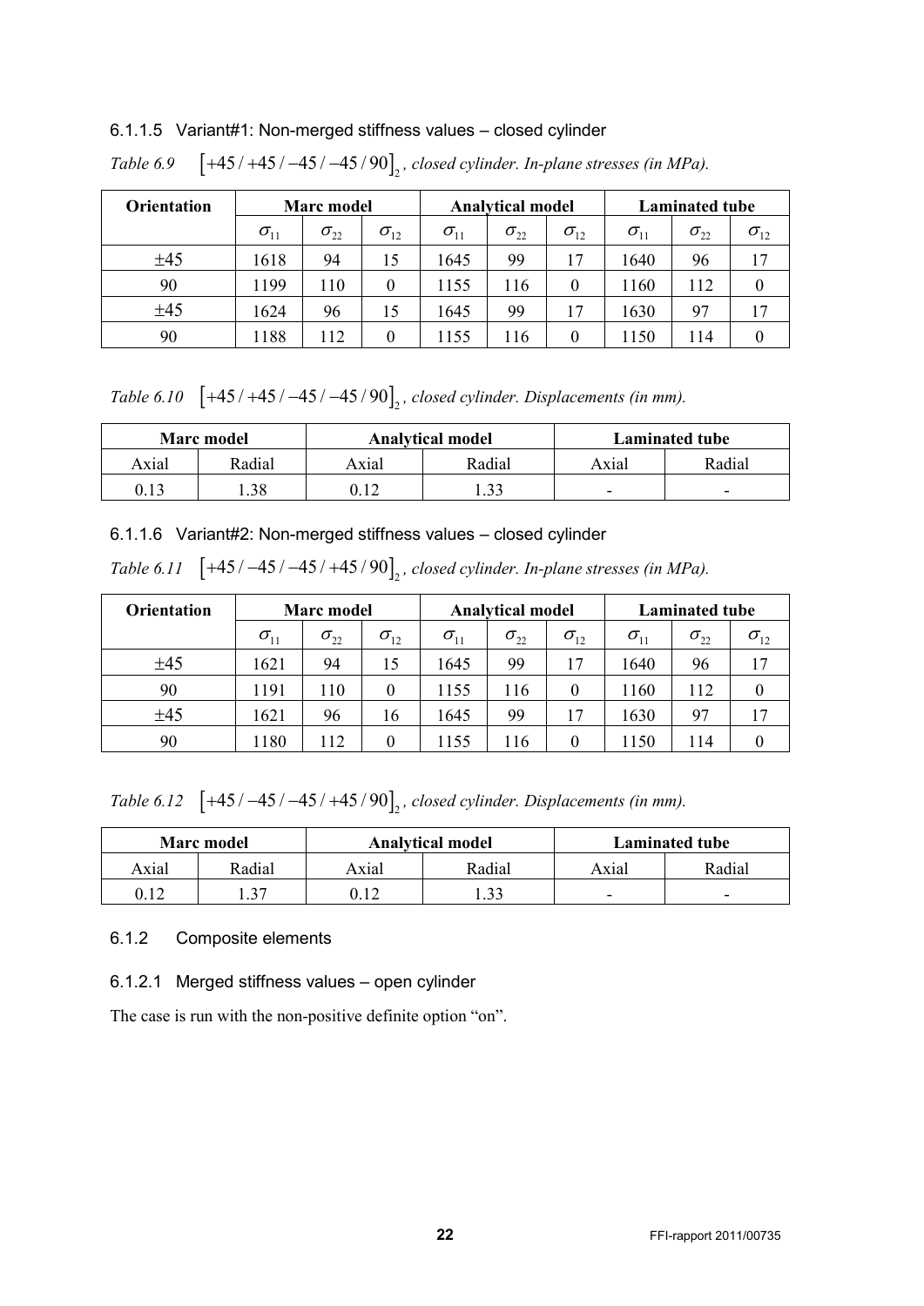#### 6.1.1.5 Variant#1: Non-merged stiffness values – closed cylinder

*Table 6.9* $\left[+45/+45/-45/-45/90\right]_2$*, closed cylinder. In-plane stresses (in MPa).*

| Orientation | Marc model | | | Analytical model | | | Laminated tube | | |
|---|---|---|---|---|---|---|---|---|---|
| | $\sigma_{11}$ | $\sigma_{22}$ | $\sigma_{12}$ | $\sigma_{11}$ | $\sigma_{22}$ | $\sigma_{12}$ | $\sigma_{11}$ | $\sigma_{22}$ | $\sigma_{12}$ |
| ±45 | 1618 | 94 | 15 | 1645 | 99 | 17 | 1640 | 96 | 17 |
| 90 | 1199 | 110 | 0 | 1155 | 116 | 0 | 1160 | 112 | 0 |
| ±45 | 1624 | 96 | 15 | 1645 | 99 | 17 | 1630 | 97 | 17 |
| 90 | 1188 | 112 | 0 | 1155 | 116 | 0 | 1150 | 114 | 0 |

*Table 6.10* $\left[+45/+45/-45/-45/90\right]_2$*, closed cylinder. Displacements (in mm).*

| Marc model | | Analytical model | | Laminated tube | |
|---|---|---|---|---|---|
| Axial | Radial | Axial | Radial | Axial | Radial |
| 0.13 | 1.38 | 0.12 | 1.33 | - | - |

#### 6.1.1.6 Variant#2: Non-merged stiffness values – closed cylinder

*Table 6.11* $\left[+45/-45/-45/+45/90\right]_2$*, closed cylinder. In-plane stresses (in MPa).*

| Orientation | Marc model | | | Analytical model | | | Laminated tube | | |
|---|---|---|---|---|---|---|---|---|---|
| | $\sigma_{11}$ | $\sigma_{22}$ | $\sigma_{12}$ | $\sigma_{11}$ | $\sigma_{22}$ | $\sigma_{12}$ | $\sigma_{11}$ | $\sigma_{22}$ | $\sigma_{12}$ |
| ±45 | 1621 | 94 | 15 | 1645 | 99 | 17 | 1640 | 96 | 17 |
| 90 | 1191 | 110 | 0 | 1155 | 116 | 0 | 1160 | 112 | 0 |
| ±45 | 1621 | 96 | 16 | 1645 | 99 | 17 | 1630 | 97 | 17 |
| 90 | 1180 | 112 | 0 | 1155 | 116 | 0 | 1150 | 114 | 0 |

*Table 6.12* $\left[+45/-45/-45/+45/90\right]_2$*, closed cylinder. Displacements (in mm).*

| Marc model | | Analytical model | | Laminated tube | |
|---|---|---|---|---|---|
| Axial | Radial | Axial | Radial | Axial | Radial |
| 0.12 | 1.37 | 0.12 | 1.33 | - | - |

### 6.1.2 Composite elements

#### 6.1.2.1 Merged stiffness values – open cylinder

The case is run with the non-positive definite option "on".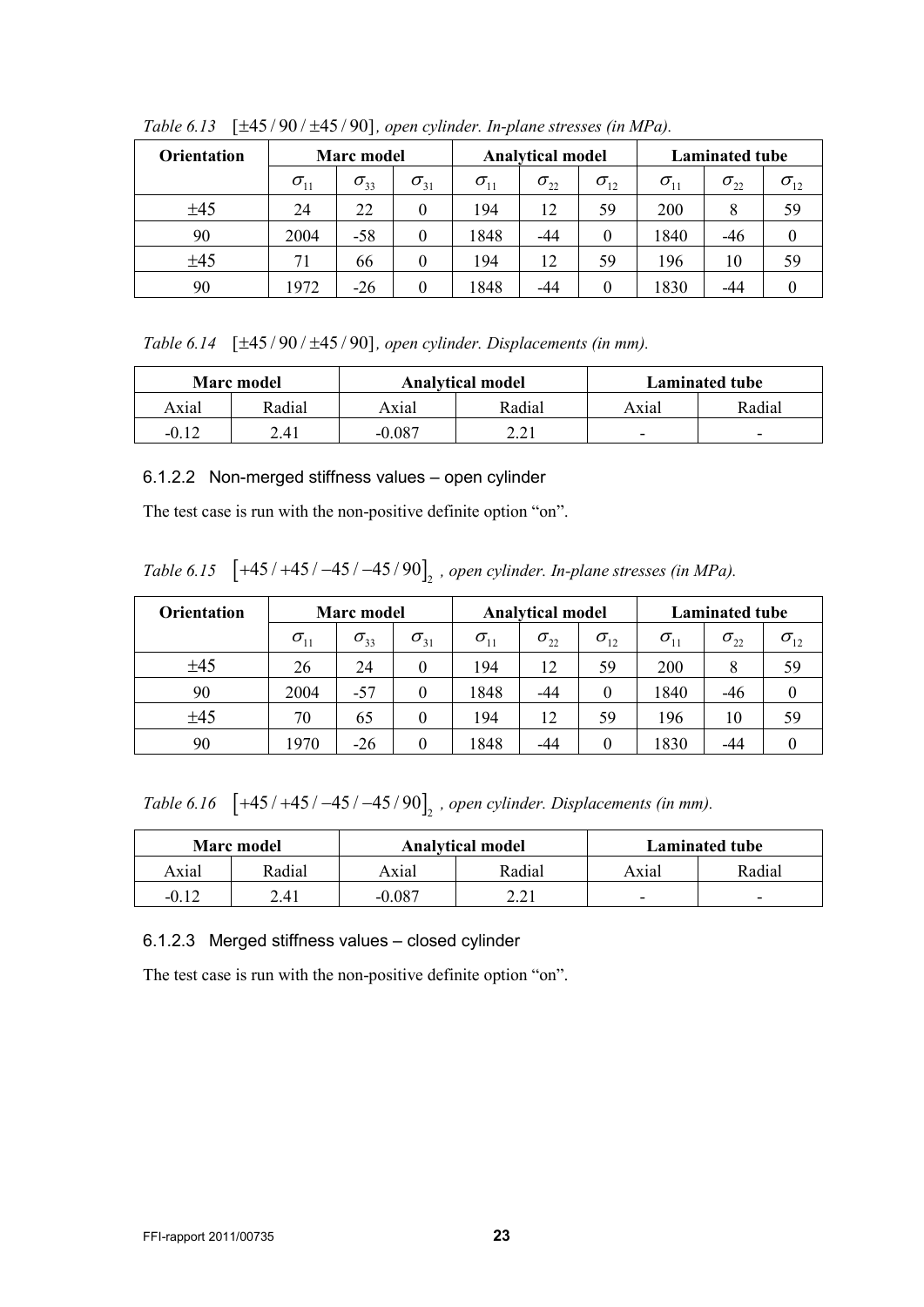*Table 6.13* $[\pm 45/90/\pm 45/90]$, *open cylinder. In-plane stresses (in MPa).*

| Orientation | Marc model | | | Analytical model | | | Laminated tube | | |
|---|---|---|---|---|---|---|---|---|---|
| | $\sigma_{11}$ | $\sigma_{33}$ | $\sigma_{31}$ | $\sigma_{11}$ | $\sigma_{22}$ | $\sigma_{12}$ | $\sigma_{11}$ | $\sigma_{22}$ | $\sigma_{12}$ |
| ±45 | 24 | 22 | 0 | 194 | 12 | 59 | 200 | 8 | 59 |
| 90 | 2004 | -58 | 0 | 1848 | -44 | 0 | 1840 | -46 | 0 |
| ±45 | 71 | 66 | 0 | 194 | 12 | 59 | 196 | 10 | 59 |
| 90 | 1972 | -26 | 0 | 1848 | -44 | 0 | 1830 | -44 | 0 |

*Table 6.14* $[\pm 45/90/\pm 45/90]$, *open cylinder. Displacements (in mm).*

| Marc model | | Analytical model | | Laminated tube | |
|---|---|---|---|---|---|
| Axial | Radial | Axial | Radial | Axial | Radial |
| -0.12 | 2.41 | -0.087 | 2.21 | - | - |

### 6.1.2.2 Non-merged stiffness values – open cylinder

The test case is run with the non-positive definite option "on".

*Table 6.15* $[+45/+45/-45/-45/90]_2$ *, open cylinder. In-plane stresses (in MPa).*

| Orientation | Marc model | | | Analytical model | | | Laminated tube | | |
|---|---|---|---|---|---|---|---|---|---|
| | $\sigma_{11}$ | $\sigma_{33}$ | $\sigma_{31}$ | $\sigma_{11}$ | $\sigma_{22}$ | $\sigma_{12}$ | $\sigma_{11}$ | $\sigma_{22}$ | $\sigma_{12}$ |
| ±45 | 26 | 24 | 0 | 194 | 12 | 59 | 200 | 8 | 59 |
| 90 | 2004 | -57 | 0 | 1848 | -44 | 0 | 1840 | -46 | 0 |
| ±45 | 70 | 65 | 0 | 194 | 12 | 59 | 196 | 10 | 59 |
| 90 | 1970 | -26 | 0 | 1848 | -44 | 0 | 1830 | -44 | 0 |

*Table 6.16* $[+45/+45/-45/-45/90]_2$ *, open cylinder. Displacements (in mm).*

| Marc model | | Analytical model | | Laminated tube | |
|---|---|---|---|---|---|
| Axial | Radial | Axial | Radial | Axial | Radial |
| -0.12 | 2.41 | -0.087 | 2.21 | - | - |

### 6.1.2.3 Merged stiffness values – closed cylinder

The test case is run with the non-positive definite option "on".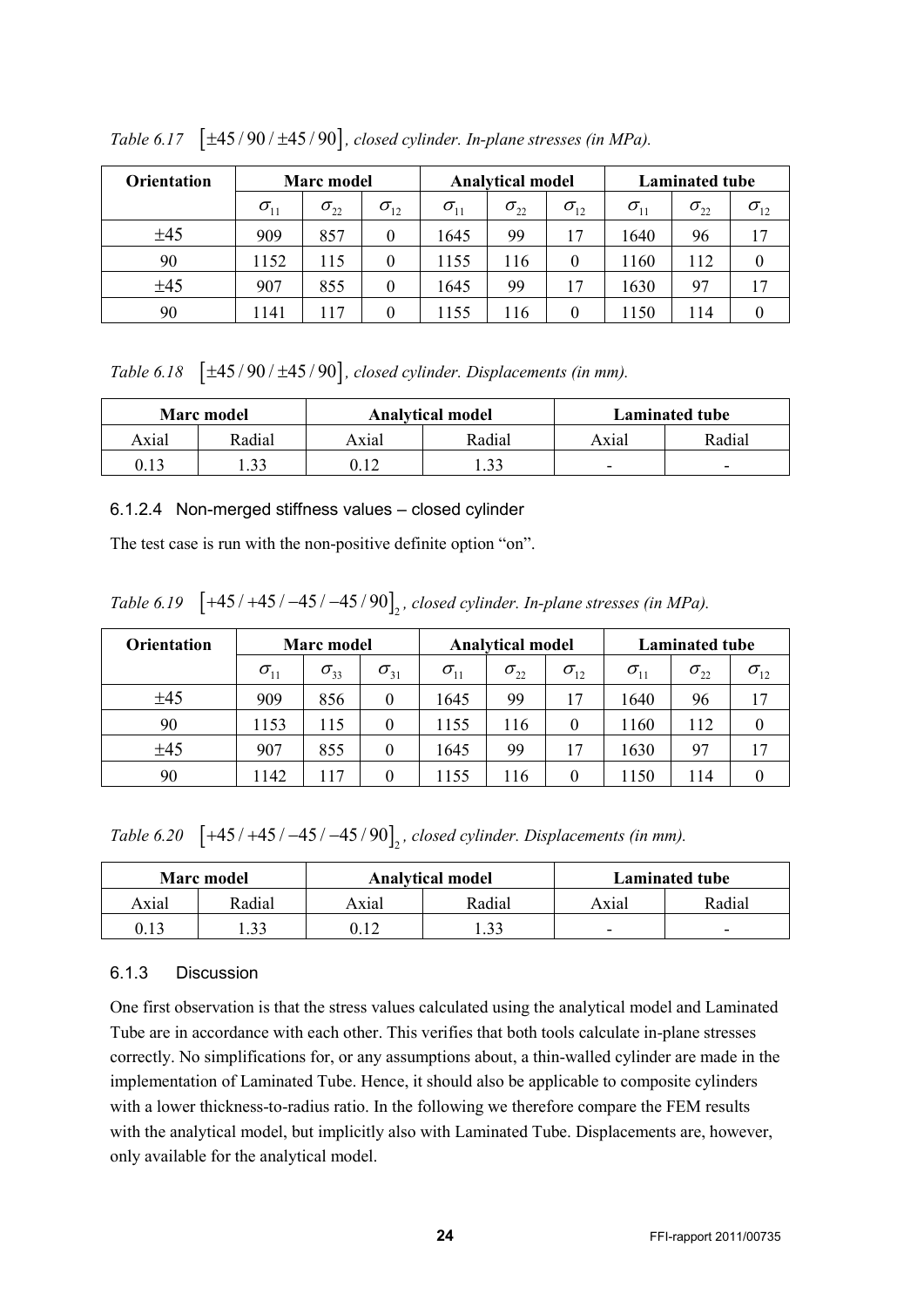*Table 6.17* $[\pm 45/90/\pm 45/90]$*, closed cylinder. In-plane stresses (in MPa).*

| Orientation | Marc model | | | Analytical model | | | Laminated tube | | |
|---|---|---|---|---|---|---|---|---|---|
| | $\sigma_{11}$ | $\sigma_{22}$ | $\sigma_{12}$ | $\sigma_{11}$ | $\sigma_{22}$ | $\sigma_{12}$ | $\sigma_{11}$ | $\sigma_{22}$ | $\sigma_{12}$ |
| ±45 | 909 | 857 | 0 | 1645 | 99 | 17 | 1640 | 96 | 17 |
| 90 | 1152 | 115 | 0 | 1155 | 116 | 0 | 1160 | 112 | 0 |
| ±45 | 907 | 855 | 0 | 1645 | 99 | 17 | 1630 | 97 | 17 |
| 90 | 1141 | 117 | 0 | 1155 | 116 | 0 | 1150 | 114 | 0 |

*Table 6.18* $[\pm 45/90/\pm 45/90]$*, closed cylinder. Displacements (in mm).*

| Marc model | | Analytical model | | Laminated tube | |
|---|---|---|---|---|---|
| Axial | Radial | Axial | Radial | Axial | Radial |
| 0.13 | 1.33 | 0.12 | 1.33 | - | - |

#### 6.1.2.4 Non-merged stiffness values – closed cylinder

The test case is run with the non-positive definite option "on".

*Table 6.19* $[+45/+45/-45/-45/90]_2$*, closed cylinder. In-plane stresses (in MPa).*

| Orientation | Marc model | | | Analytical model | | | Laminated tube | | |
|---|---|---|---|---|---|---|---|---|---|
| | $\sigma_{11}$ | $\sigma_{33}$ | $\sigma_{31}$ | $\sigma_{11}$ | $\sigma_{22}$ | $\sigma_{12}$ | $\sigma_{11}$ | $\sigma_{22}$ | $\sigma_{12}$ |
| ±45 | 909 | 856 | 0 | 1645 | 99 | 17 | 1640 | 96 | 17 |
| 90 | 1153 | 115 | 0 | 1155 | 116 | 0 | 1160 | 112 | 0 |
| ±45 | 907 | 855 | 0 | 1645 | 99 | 17 | 1630 | 97 | 17 |
| 90 | 1142 | 117 | 0 | 1155 | 116 | 0 | 1150 | 114 | 0 |

*Table 6.20* $[+45/+45/-45/-45/90]_2$*, closed cylinder. Displacements (in mm).*

| Marc model | | Analytical model | | Laminated tube | |
|---|---|---|---|---|---|
| Axial | Radial | Axial | Radial | Axial | Radial |
| 0.13 | 1.33 | 0.12 | 1.33 | - | - |

### 6.1.3 Discussion

One first observation is that the stress values calculated using the analytical model and Laminated Tube are in accordance with each other. This verifies that both tools calculate in-plane stresses correctly. No simplifications for, or any assumptions about, a thin-walled cylinder are made in the implementation of Laminated Tube. Hence, it should also be applicable to composite cylinders with a lower thickness-to-radius ratio. In the following we therefore compare the FEM results with the analytical model, but implicitly also with Laminated Tube. Displacements are, however, only available for the analytical model.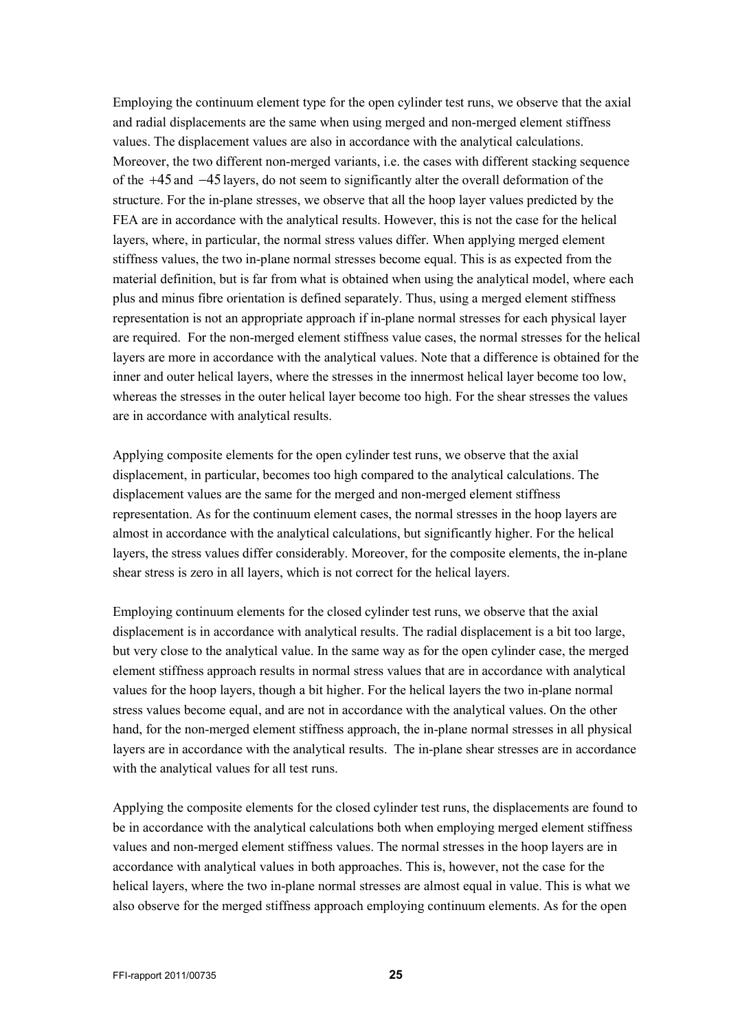Employing the continuum element type for the open cylinder test runs, we observe that the axial and radial displacements are the same when using merged and non-merged element stiffness values. The displacement values are also in accordance with the analytical calculations. Moreover, the two different non-merged variants, i.e. the cases with different stacking sequence of the $+45$ and $-45$ layers, do not seem to significantly alter the overall deformation of the structure. For the in-plane stresses, we observe that all the hoop layer values predicted by the FEA are in accordance with the analytical results. However, this is not the case for the helical layers, where, in particular, the normal stress values differ. When applying merged element stiffness values, the two in-plane normal stresses become equal. This is as expected from the material definition, but is far from what is obtained when using the analytical model, where each plus and minus fibre orientation is defined separately. Thus, using a merged element stiffness representation is not an appropriate approach if in-plane normal stresses for each physical layer are required. For the non-merged element stiffness value cases, the normal stresses for the helical layers are more in accordance with the analytical values. Note that a difference is obtained for the inner and outer helical layers, where the stresses in the innermost helical layer become too low, whereas the stresses in the outer helical layer become too high. For the shear stresses the values are in accordance with analytical results.

Applying composite elements for the open cylinder test runs, we observe that the axial displacement, in particular, becomes too high compared to the analytical calculations. The displacement values are the same for the merged and non-merged element stiffness representation. As for the continuum element cases, the normal stresses in the hoop layers are almost in accordance with the analytical calculations, but significantly higher. For the helical layers, the stress values differ considerably. Moreover, for the composite elements, the in-plane shear stress is zero in all layers, which is not correct for the helical layers.

Employing continuum elements for the closed cylinder test runs, we observe that the axial displacement is in accordance with analytical results. The radial displacement is a bit too large, but very close to the analytical value. In the same way as for the open cylinder case, the merged element stiffness approach results in normal stress values that are in accordance with analytical values for the hoop layers, though a bit higher. For the helical layers the two in-plane normal stress values become equal, and are not in accordance with the analytical values. On the other hand, for the non-merged element stiffness approach, the in-plane normal stresses in all physical layers are in accordance with the analytical results. The in-plane shear stresses are in accordance with the analytical values for all test runs.

Applying the composite elements for the closed cylinder test runs, the displacements are found to be in accordance with the analytical calculations both when employing merged element stiffness values and non-merged element stiffness values. The normal stresses in the hoop layers are in accordance with analytical values in both approaches. This is, however, not the case for the helical layers, where the two in-plane normal stresses are almost equal in value. This is what we also observe for the merged stiffness approach employing continuum elements. As for the open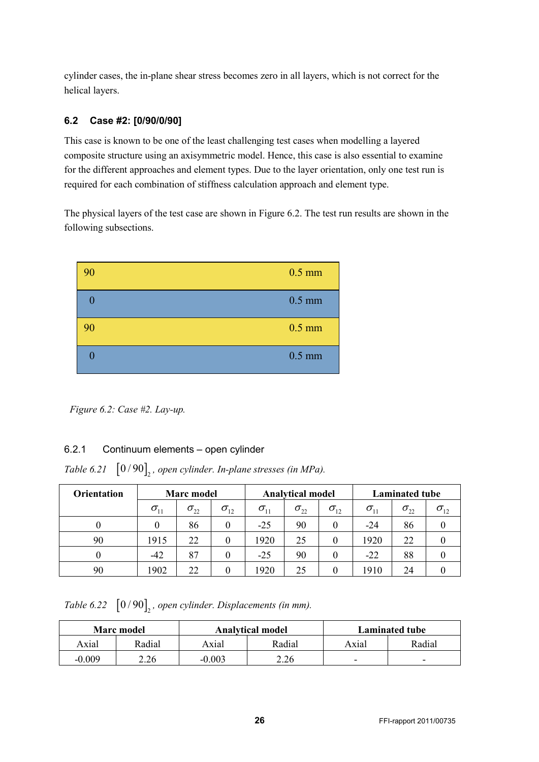cylinder cases, the in-plane shear stress becomes zero in all layers, which is not correct for the helical layers.

## 6.2 Case #2: [0/90/0/90]

This case is known to be one of the least challenging test cases when modelling a layered composite structure using an axisymmetric model. Hence, this case is also essential to examine for the different approaches and element types. Due to the layer orientation, only one test run is required for each combination of stiffness calculation approach and element type.

The physical layers of the test case are shown in Figure 6.2. The test run results are shown in the following subsections.

| Orientation | Thickness |
|---|---|
| 90 | 0.5 mm |
| 0 | 0.5 mm |
| 90 | 0.5 mm |
| 0 | 0.5 mm |

*Figure 6.2: Case #2. Lay-up.*

### 6.2.1 Continuum elements – open cylinder

*Table 6.21* $[0/90]_2$*, open cylinder. In-plane stresses (in MPa).*

| Orientation | Marc model | | | Analytical model | | | Laminated tube | | |
|---|---|---|---|---|---|---|---|---|---|
| | $\sigma_{11}$ | $\sigma_{22}$ | $\sigma_{12}$ | $\sigma_{11}$ | $\sigma_{22}$ | $\sigma_{12}$ | $\sigma_{11}$ | $\sigma_{22}$ | $\sigma_{12}$ |
| 0 | 0 | 86 | 0 | -25 | 90 | 0 | -24 | 86 | 0 |
| 90 | 1915 | 22 | 0 | 1920 | 25 | 0 | 1920 | 22 | 0 |
| 0 | -42 | 87 | 0 | -25 | 90 | 0 | -22 | 88 | 0 |
| 90 | 1902 | 22 | 0 | 1920 | 25 | 0 | 1910 | 24 | 0 |

*Table 6.22* $[0/90]_2$*, open cylinder. Displacements (in mm).*

| Marc model | | Analytical model | | Laminated tube | |
|---|---|---|---|---|---|
| Axial | Radial | Axial | Radial | Axial | Radial |
| -0.009 | 2.26 | -0.003 | 2.26 | - | - |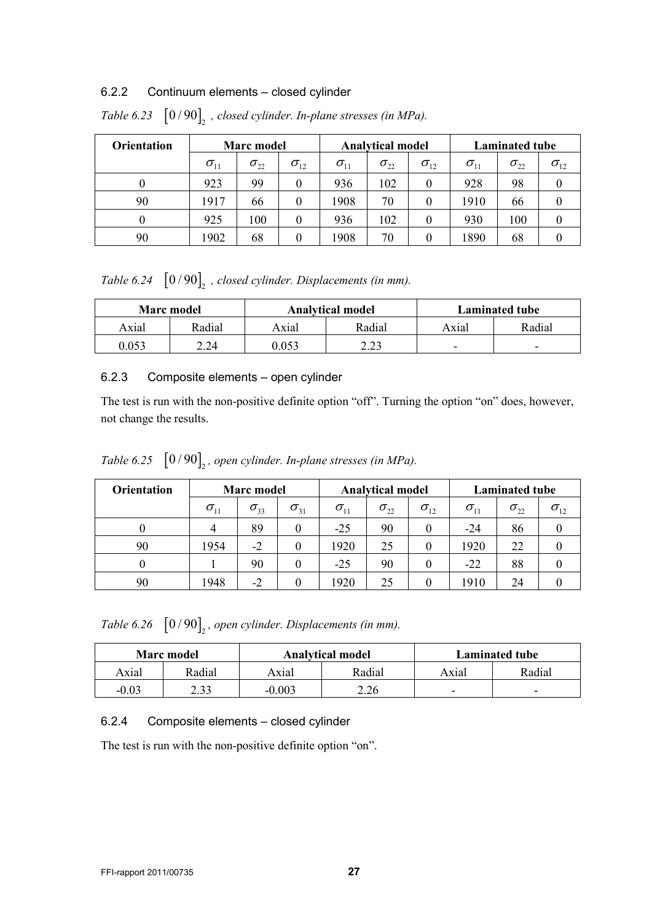### 6.2.2 Continuum elements – closed cylinder

*Table 6.23* $[0/90]_2$ *, closed cylinder. In-plane stresses (in MPa).*

| Orientation | Marc model | | | Analytical model | | | Laminated tube | | |
|---|---|---|---|---|---|---|---|---|---|
| | $\sigma_{11}$ | $\sigma_{22}$ | $\sigma_{12}$ | $\sigma_{11}$ | $\sigma_{22}$ | $\sigma_{12}$ | $\sigma_{11}$ | $\sigma_{22}$ | $\sigma_{12}$ |
| 0 | 923 | 99 | 0 | 936 | 102 | 0 | 928 | 98 | 0 |
| 90 | 1917 | 66 | 0 | 1908 | 70 | 0 | 1910 | 66 | 0 |
| 0 | 925 | 100 | 0 | 936 | 102 | 0 | 930 | 100 | 0 |
| 90 | 1902 | 68 | 0 | 1908 | 70 | 0 | 1890 | 68 | 0 |

*Table 6.24* $[0/90]_2$ *, closed cylinder. Displacements (in mm).*

| Marc model | | Analytical model | | Laminated tube | |
|---|---|---|---|---|---|
| Axial | Radial | Axial | Radial | Axial | Radial |
| 0.053 | 2.24 | 0.053 | 2.23 | - | - |

### 6.2.3 Composite elements – open cylinder

The test is run with the non-positive definite option "off". Turning the option "on" does, however, not change the results.

*Table 6.25* $[0/90]_2$*, open cylinder. In-plane stresses (in MPa).*

| Orientation | Marc model | | | Analytical model | | | Laminated tube | | |
|---|---|---|---|---|---|---|---|---|---|
| | $\sigma_{11}$ | $\sigma_{33}$ | $\sigma_{31}$ | $\sigma_{11}$ | $\sigma_{22}$ | $\sigma_{12}$ | $\sigma_{11}$ | $\sigma_{22}$ | $\sigma_{12}$ |
| 0 | 4 | 89 | 0 | -25 | 90 | 0 | -24 | 86 | 0 |
| 90 | 1954 | -2 | 0 | 1920 | 25 | 0 | 1920 | 22 | 0 |
| 0 | 1 | 90 | 0 | -25 | 90 | 0 | -22 | 88 | 0 |
| 90 | 1948 | -2 | 0 | 1920 | 25 | 0 | 1910 | 24 | 0 |

*Table 6.26* $[0/90]_2$*, open cylinder. Displacements (in mm).*

| Marc model | | Analytical model | | Laminated tube | |
|---|---|---|---|---|---|
| Axial | Radial | Axial | Radial | Axial | Radial |
| -0.03 | 2.33 | -0.003 | 2.26 | - | - |

### 6.2.4 Composite elements – closed cylinder

The test is run with the non-positive definite option "on".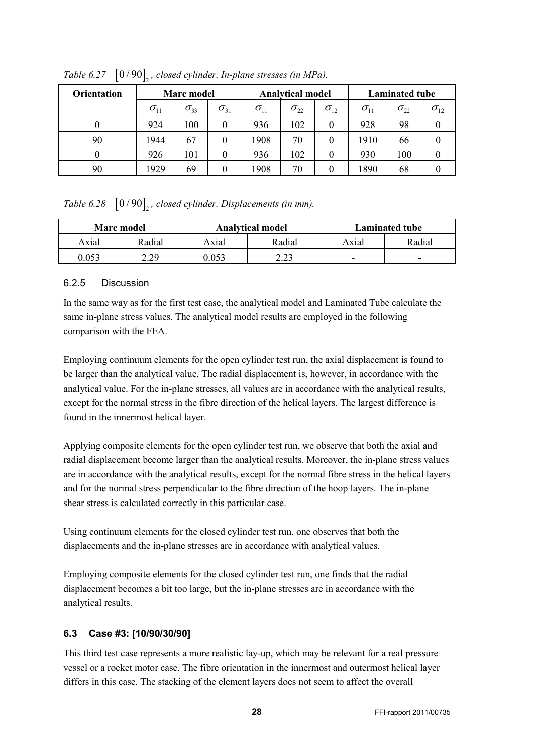*Table 6.27* $[0/90]_2$*, closed cylinder. In-plane stresses (in MPa).*

| Orientation | Marc model | | | Analytical model | | | Laminated tube | | |
|---|---|---|---|---|---|---|---|---|---|
| | $\sigma_{11}$ | $\sigma_{33}$ | $\sigma_{31}$ | $\sigma_{11}$ | $\sigma_{22}$ | $\sigma_{12}$ | $\sigma_{11}$ | $\sigma_{22}$ | $\sigma_{12}$ |
| 0 | 924 | 100 | 0 | 936 | 102 | 0 | 928 | 98 | 0 |
| 90 | 1944 | 67 | 0 | 1908 | 70 | 0 | 1910 | 66 | 0 |
| 0 | 926 | 101 | 0 | 936 | 102 | 0 | 930 | 100 | 0 |
| 90 | 1929 | 69 | 0 | 1908 | 70 | 0 | 1890 | 68 | 0 |

*Table 6.28* $[0/90]_2$*, closed cylinder. Displacements (in mm).*

| Marc model | | Analytical model | | Laminated tube | |
|---|---|---|---|---|---|
| Axial | Radial | Axial | Radial | Axial | Radial |
| 0.053 | 2.29 | 0.053 | 2.23 | - | - |

### 6.2.5 Discussion

In the same way as for the first test case, the analytical model and Laminated Tube calculate the same in-plane stress values. The analytical model results are employed in the following comparison with the FEA.

Employing continuum elements for the open cylinder test run, the axial displacement is found to be larger than the analytical value. The radial displacement is, however, in accordance with the analytical value. For the in-plane stresses, all values are in accordance with the analytical results, except for the normal stress in the fibre direction of the helical layers. The largest difference is found in the innermost helical layer.

Applying composite elements for the open cylinder test run, we observe that both the axial and radial displacement become larger than the analytical results. Moreover, the in-plane stress values are in accordance with the analytical results, except for the normal fibre stress in the helical layers and for the normal stress perpendicular to the fibre direction of the hoop layers. The in-plane shear stress is calculated correctly in this particular case.

Using continuum elements for the closed cylinder test run, one observes that both the displacements and the in-plane stresses are in accordance with analytical values.

Employing composite elements for the closed cylinder test run, one finds that the radial displacement becomes a bit too large, but the in-plane stresses are in accordance with the analytical results.

## 6.3 Case #3: [10/90/30/90]

This third test case represents a more realistic lay-up, which may be relevant for a real pressure vessel or a rocket motor case. The fibre orientation in the innermost and outermost helical layer differs in this case. The stacking of the element layers does not seem to affect the overall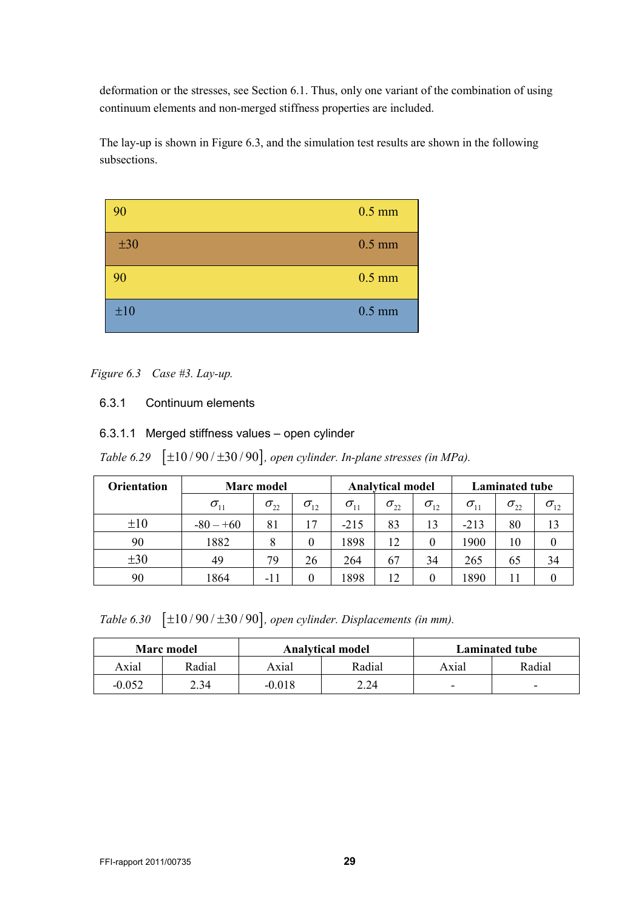deformation or the stresses, see Section 6.1. Thus, only one variant of the combination of using continuum elements and non-merged stiffness properties are included.

The lay-up is shown in Figure 6.3, and the simulation test results are shown in the following subsections.

| 90 | 0.5 mm |
|---|---|
| ±30 | 0.5 mm |
| 90 | 0.5 mm |
| ±10 | 0.5 mm |

*Figure 6.3 Case #3. Lay-up.*

### 6.3.1 Continuum elements

#### 6.3.1.1 Merged stiffness values – open cylinder

*Table 6.29* $[\pm 10/90/\pm 30/90]$*, open cylinder. In-plane stresses (in MPa).*

| Orientation | Marc model | | | Analytical model | | | Laminated tube | | |
|---|---|---|---|---|---|---|---|---|---|
| | $\sigma_{11}$ | $\sigma_{22}$ | $\sigma_{12}$ | $\sigma_{11}$ | $\sigma_{22}$ | $\sigma_{12}$ | $\sigma_{11}$ | $\sigma_{22}$ | $\sigma_{12}$ |
| ±10 | -80 – +60 | 81 | 17 | -215 | 83 | 13 | -213 | 80 | 13 |
| 90 | 1882 | 8 | 0 | 1898 | 12 | 0 | 1900 | 10 | 0 |
| ±30 | 49 | 79 | 26 | 264 | 67 | 34 | 265 | 65 | 34 |
| 90 | 1864 | -11 | 0 | 1898 | 12 | 0 | 1890 | 11 | 0 |

*Table 6.30* $[\pm 10/90/\pm 30/90]$*, open cylinder. Displacements (in mm).*

| Marc model | | Analytical model | | Laminated tube | |
|---|---|---|---|---|---|
| Axial | Radial | Axial | Radial | Axial | Radial |
| -0.052 | 2.34 | -0.018 | 2.24 | - | - |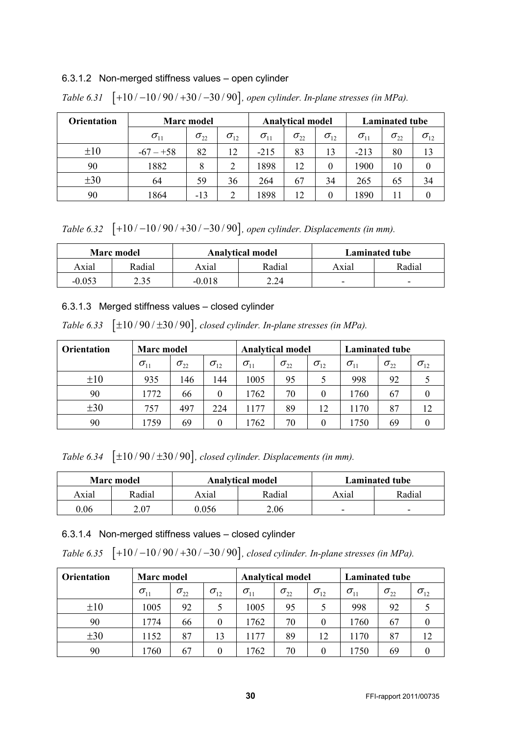### 6.3.1.2 Non-merged stiffness values – open cylinder

*Table 6.31* $[+10/-10/90/+30/-30/90]$, *open cylinder. In-plane stresses (in MPa).*

| Orientation | Marc model | | | Analytical model | | | Laminated tube | | |
|---|---|---|---|---|---|---|---|---|---|
| | $\sigma_{11}$ | $\sigma_{22}$ | $\sigma_{12}$ | $\sigma_{11}$ | $\sigma_{22}$ | $\sigma_{12}$ | $\sigma_{11}$ | $\sigma_{22}$ | $\sigma_{12}$ |
| $\pm 10$ | -67 – +58 | 82 | 12 | -215 | 83 | 13 | -213 | 80 | 13 |
| 90 | 1882 | 8 | 2 | 1898 | 12 | 0 | 1900 | 10 | 0 |
| $\pm 30$ | 64 | 59 | 36 | 264 | 67 | 34 | 265 | 65 | 34 |
| 90 | 1864 | -13 | 2 | 1898 | 12 | 0 | 1890 | 11 | 0 |

*Table 6.32* $[+10/-10/90/+30/-30/90]$, *open cylinder. Displacements (in mm).*

| Marc model | | Analytical model | | Laminated tube | |
|---|---|---|---|---|---|
| Axial | Radial | Axial | Radial | Axial | Radial |
| -0.053 | 2.35 | -0.018 | 2.24 | - | - |

### 6.3.1.3 Merged stiffness values – closed cylinder

*Table 6.33* $[\pm 10/90/\pm 30/90]$, *closed cylinder. In-plane stresses (in MPa).*

| Orientation | Marc model | | | Analytical model | | | Laminated tube | | |
|---|---|---|---|---|---|---|---|---|---|
| | $\sigma_{11}$ | $\sigma_{22}$ | $\sigma_{12}$ | $\sigma_{11}$ | $\sigma_{22}$ | $\sigma_{12}$ | $\sigma_{11}$ | $\sigma_{22}$ | $\sigma_{12}$ |
| $\pm 10$ | 935 | 146 | 144 | 1005 | 95 | 5 | 998 | 92 | 5 |
| 90 | 1772 | 66 | 0 | 1762 | 70 | 0 | 1760 | 67 | 0 |
| $\pm 30$ | 757 | 497 | 224 | 1177 | 89 | 12 | 1170 | 87 | 12 |
| 90 | 1759 | 69 | 0 | 1762 | 70 | 0 | 1750 | 69 | 0 |

*Table 6.34* $[\pm 10/90/\pm 30/90]$, *closed cylinder. Displacements (in mm).*

| Marc model | | Analytical model | | Laminated tube | |
|---|---|---|---|---|---|
| Axial | Radial | Axial | Radial | Axial | Radial |
| 0.06 | 2.07 | 0.056 | 2.06 | - | - |

### 6.3.1.4 Non-merged stiffness values – closed cylinder

*Table 6.35* $[+10/-10/90/+30/-30/90]$, *closed cylinder. In-plane stresses (in MPa).*

| Orientation | Marc model | | | Analytical model | | | Laminated tube | | |
|---|---|---|---|---|---|---|---|---|---|
| | $\sigma_{11}$ | $\sigma_{22}$ | $\sigma_{12}$ | $\sigma_{11}$ | $\sigma_{22}$ | $\sigma_{12}$ | $\sigma_{11}$ | $\sigma_{22}$ | $\sigma_{12}$ |
| $\pm 10$ | 1005 | 92 | 5 | 1005 | 95 | 5 | 998 | 92 | 5 |
| 90 | 1774 | 66 | 0 | 1762 | 70 | 0 | 1760 | 67 | 0 |
| $\pm 30$ | 1152 | 87 | 13 | 1177 | 89 | 12 | 1170 | 87 | 12 |
| 90 | 1760 | 67 | 0 | 1762 | 70 | 0 | 1750 | 69 | 0 |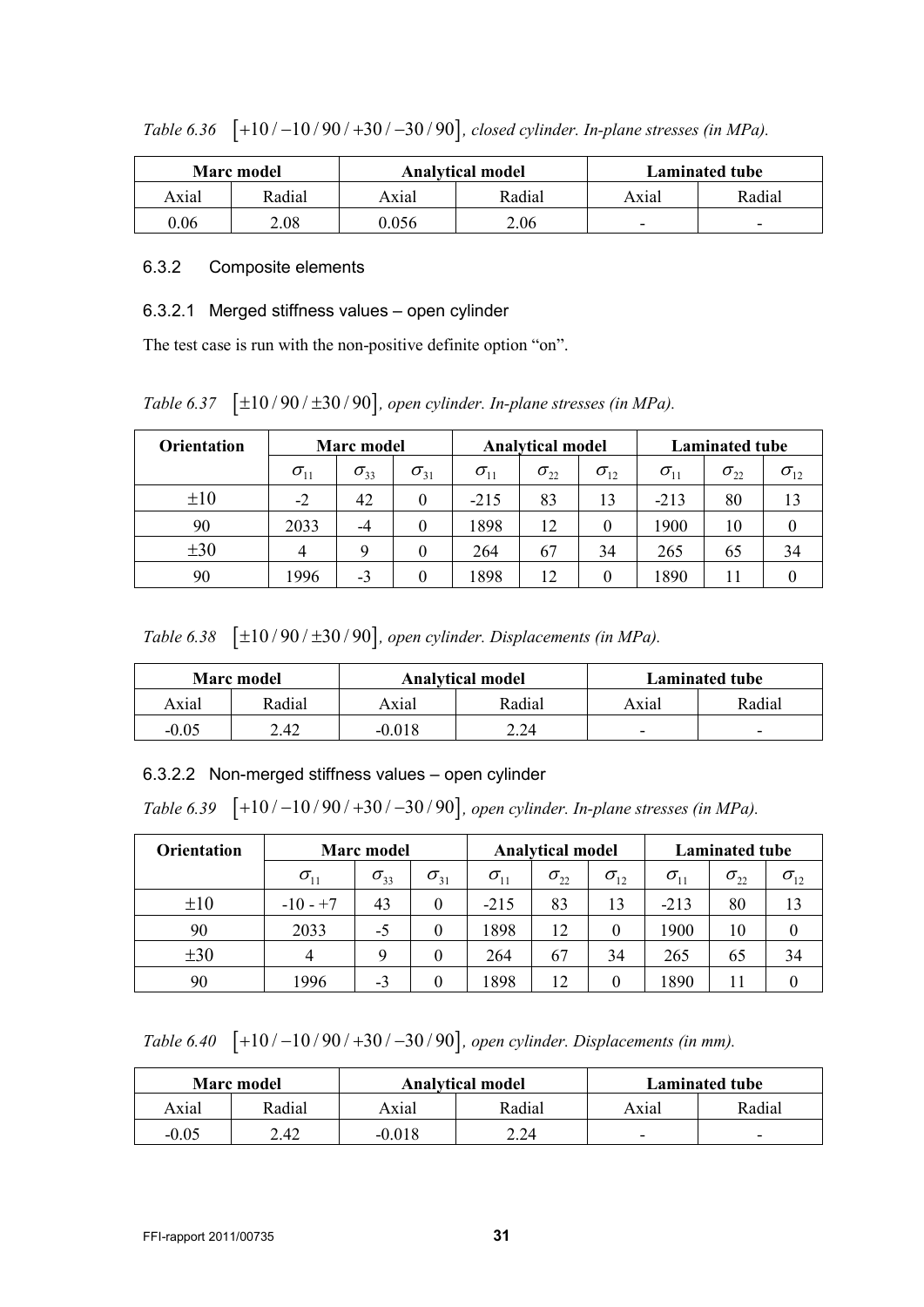*Table 6.36* $[+10/-10/90/+30/-30/90]$, *closed cylinder. In-plane stresses (in MPa).*

| **Marc model** | | **Analytical model** | | **Laminated tube** | |
|---|---|---|---|---|---|
| Axial | Radial | Axial | Radial | Axial | Radial |
| 0.06 | 2.08 | 0.056 | 2.06 | - | - |

### 6.3.2 Composite elements

#### 6.3.2.1 Merged stiffness values – open cylinder

The test case is run with the non-positive definite option "on".

*Table 6.37* $[\pm10/90/\pm30/90]$, *open cylinder. In-plane stresses (in MPa).*

| **Orientation** | **Marc model** | | | **Analytical model** | | | **Laminated tube** | | |
|---|---|---|---|---|---|---|---|---|---|
| | $\sigma_{11}$ | $\sigma_{33}$ | $\sigma_{31}$ | $\sigma_{11}$ | $\sigma_{22}$ | $\sigma_{12}$ | $\sigma_{11}$ | $\sigma_{22}$ | $\sigma_{12}$ |
| $\pm10$ | -2 | 42 | 0 | -215 | 83 | 13 | -213 | 80 | 13 |
| 90 | 2033 | -4 | 0 | 1898 | 12 | 0 | 1900 | 10 | 0 |
| $\pm30$ | 4 | 9 | 0 | 264 | 67 | 34 | 265 | 65 | 34 |
| 90 | 1996 | -3 | 0 | 1898 | 12 | 0 | 1890 | 11 | 0 |

*Table 6.38* $[\pm10/90/\pm30/90]$, *open cylinder. Displacements (in MPa).*

| **Marc model** | | **Analytical model** | | **Laminated tube** | |
|---|---|---|---|---|---|
| Axial | Radial | Axial | Radial | Axial | Radial |
| -0.05 | 2.42 | -0.018 | 2.24 | - | - |

#### 6.3.2.2 Non-merged stiffness values – open cylinder

*Table 6.39* $[+10/-10/90/+30/-30/90]$, *open cylinder. In-plane stresses (in MPa).*

| **Orientation** | **Marc model** | | | **Analytical model** | | | **Laminated tube** | | |
|---|---|---|---|---|---|---|---|---|---|
| | $\sigma_{11}$ | $\sigma_{33}$ | $\sigma_{31}$ | $\sigma_{11}$ | $\sigma_{22}$ | $\sigma_{12}$ | $\sigma_{11}$ | $\sigma_{22}$ | $\sigma_{12}$ |
| $\pm10$ | -10 - +7 | 43 | 0 | -215 | 83 | 13 | -213 | 80 | 13 |
| 90 | 2033 | -5 | 0 | 1898 | 12 | 0 | 1900 | 10 | 0 |
| $\pm30$ | 4 | 9 | 0 | 264 | 67 | 34 | 265 | 65 | 34 |
| 90 | 1996 | -3 | 0 | 1898 | 12 | 0 | 1890 | 11 | 0 |

*Table 6.40* $[+10/-10/90/+30/-30/90]$, *open cylinder. Displacements (in mm).*

| **Marc model** | | **Analytical model** | | **Laminated tube** | |
|---|---|---|---|---|---|
| Axial | Radial | Axial | Radial | Axial | Radial |
| -0.05 | 2.42 | -0.018 | 2.24 | - | - |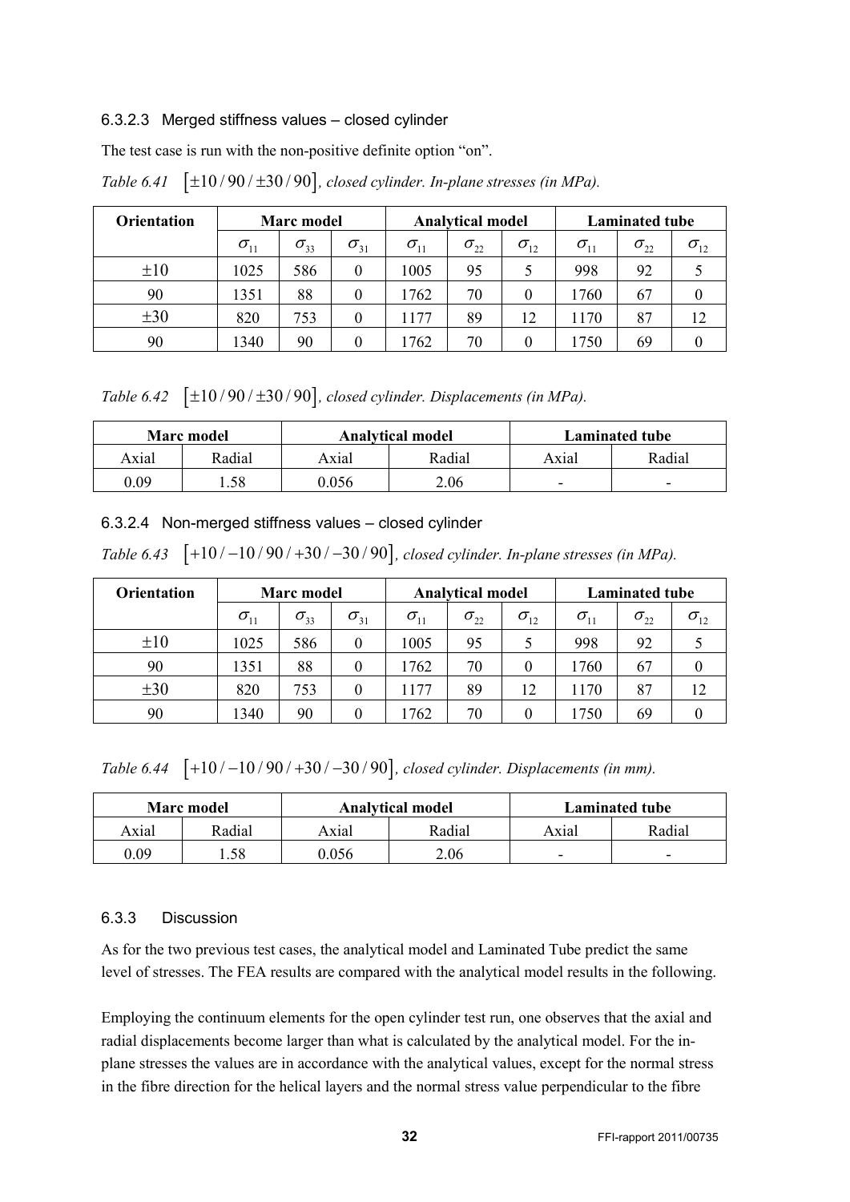#### 6.3.2.3 Merged stiffness values – closed cylinder

The test case is run with the non-positive definite option "on".

*Table 6.41* $[\pm 10/90/\pm 30/90]$*, closed cylinder. In-plane stresses (in MPa).*

| Orientation | Marc model | | | Analytical model | | | Laminated tube | | |
|---|---|---|---|---|---|---|---|---|---|
| | $\sigma_{11}$ | $\sigma_{33}$ | $\sigma_{31}$ | $\sigma_{11}$ | $\sigma_{22}$ | $\sigma_{12}$ | $\sigma_{11}$ | $\sigma_{22}$ | $\sigma_{12}$ |
| ±10 | 1025 | 586 | 0 | 1005 | 95 | 5 | 998 | 92 | 5 |
| 90 | 1351 | 88 | 0 | 1762 | 70 | 0 | 1760 | 67 | 0 |
| ±30 | 820 | 753 | 0 | 1177 | 89 | 12 | 1170 | 87 | 12 |
| 90 | 1340 | 90 | 0 | 1762 | 70 | 0 | 1750 | 69 | 0 |

*Table 6.42* $[\pm 10/90/\pm 30/90]$*, closed cylinder. Displacements (in MPa).*

| Marc model | | Analytical model | | Laminated tube | |
|---|---|---|---|---|---|
| Axial | Radial | Axial | Radial | Axial | Radial |
| 0.09 | 1.58 | 0.056 | 2.06 | - | - |

#### 6.3.2.4 Non-merged stiffness values – closed cylinder

*Table 6.43* $[+10/-10/90/+30/-30/90]$*, closed cylinder. In-plane stresses (in MPa).*

| Orientation | Marc model | | | Analytical model | | | Laminated tube | | |
|---|---|---|---|---|---|---|---|---|---|
| | $\sigma_{11}$ | $\sigma_{33}$ | $\sigma_{31}$ | $\sigma_{11}$ | $\sigma_{22}$ | $\sigma_{12}$ | $\sigma_{11}$ | $\sigma_{22}$ | $\sigma_{12}$ |
| ±10 | 1025 | 586 | 0 | 1005 | 95 | 5 | 998 | 92 | 5 |
| 90 | 1351 | 88 | 0 | 1762 | 70 | 0 | 1760 | 67 | 0 |
| ±30 | 820 | 753 | 0 | 1177 | 89 | 12 | 1170 | 87 | 12 |
| 90 | 1340 | 90 | 0 | 1762 | 70 | 0 | 1750 | 69 | 0 |

*Table 6.44* $[+10/-10/90/+30/-30/90]$*, closed cylinder. Displacements (in mm).*

| Marc model | | Analytical model | | Laminated tube | |
|---|---|---|---|---|---|
| Axial | Radial | Axial | Radial | Axial | Radial |
| 0.09 | 1.58 | 0.056 | 2.06 | - | - |

### 6.3.3 Discussion

As for the two previous test cases, the analytical model and Laminated Tube predict the same level of stresses. The FEA results are compared with the analytical model results in the following.

Employing the continuum elements for the open cylinder test run, one observes that the axial and radial displacements become larger than what is calculated by the analytical model. For the in-plane stresses the values are in accordance with the analytical values, except for the normal stress in the fibre direction for the helical layers and the normal stress value perpendicular to the fibre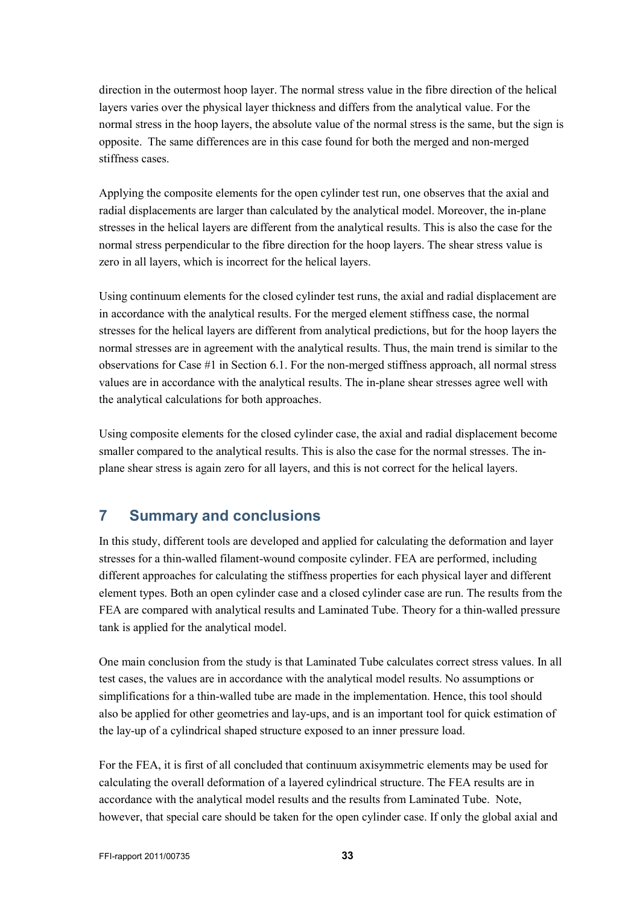direction in the outermost hoop layer. The normal stress value in the fibre direction of the helical layers varies over the physical layer thickness and differs from the analytical value. For the normal stress in the hoop layers, the absolute value of the normal stress is the same, but the sign is opposite. The same differences are in this case found for both the merged and non-merged stiffness cases.

Applying the composite elements for the open cylinder test run, one observes that the axial and radial displacements are larger than calculated by the analytical model. Moreover, the in-plane stresses in the helical layers are different from the analytical results. This is also the case for the normal stress perpendicular to the fibre direction for the hoop layers. The shear stress value is zero in all layers, which is incorrect for the helical layers.

Using continuum elements for the closed cylinder test runs, the axial and radial displacement are in accordance with the analytical results. For the merged element stiffness case, the normal stresses for the helical layers are different from analytical predictions, but for the hoop layers the normal stresses are in agreement with the analytical results. Thus, the main trend is similar to the observations for Case #1 in Section 6.1. For the non-merged stiffness approach, all normal stress values are in accordance with the analytical results. The in-plane shear stresses agree well with the analytical calculations for both approaches.

Using composite elements for the closed cylinder case, the axial and radial displacement become smaller compared to the analytical results. This is also the case for the normal stresses. The in-plane shear stress is again zero for all layers, and this is not correct for the helical layers.

# 7 Summary and conclusions

In this study, different tools are developed and applied for calculating the deformation and layer stresses for a thin-walled filament-wound composite cylinder. FEA are performed, including different approaches for calculating the stiffness properties for each physical layer and different element types. Both an open cylinder case and a closed cylinder case are run. The results from the FEA are compared with analytical results and Laminated Tube. Theory for a thin-walled pressure tank is applied for the analytical model.

One main conclusion from the study is that Laminated Tube calculates correct stress values. In all test cases, the values are in accordance with the analytical model results. No assumptions or simplifications for a thin-walled tube are made in the implementation. Hence, this tool should also be applied for other geometries and lay-ups, and is an important tool for quick estimation of the lay-up of a cylindrical shaped structure exposed to an inner pressure load.

For the FEA, it is first of all concluded that continuum axisymmetric elements may be used for calculating the overall deformation of a layered cylindrical structure. The FEA results are in accordance with the analytical model results and the results from Laminated Tube. Note, however, that special care should be taken for the open cylinder case. If only the global axial and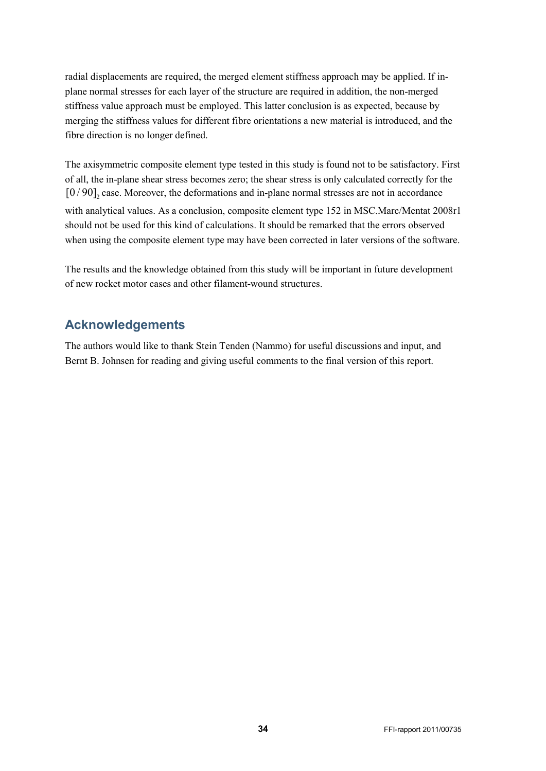radial displacements are required, the merged element stiffness approach may be applied. If in-plane normal stresses for each layer of the structure are required in addition, the non-merged stiffness value approach must be employed. This latter conclusion is as expected, because by merging the stiffness values for different fibre orientations a new material is introduced, and the fibre direction is no longer defined.

The axisymmetric composite element type tested in this study is found not to be satisfactory. First of all, the in-plane shear stress becomes zero; the shear stress is only calculated correctly for the $[0/90]_2$ case. Moreover, the deformations and in-plane normal stresses are not in accordance with analytical values. As a conclusion, composite element type 152 in MSC.Marc/Mentat 2008r1 should not be used for this kind of calculations. It should be remarked that the errors observed when using the composite element type may have been corrected in later versions of the software.

The results and the knowledge obtained from this study will be important in future development of new rocket motor cases and other filament-wound structures.

## Acknowledgements

The authors would like to thank Stein Tenden (Nammo) for useful discussions and input, and Bernt B. Johnsen for reading and giving useful comments to the final version of this report.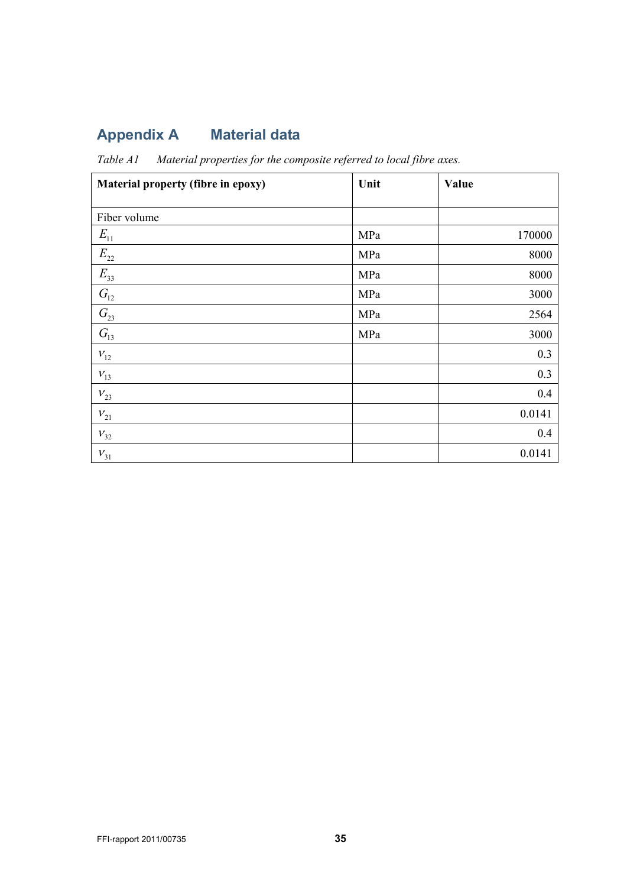# Appendix A Material data

*Table A1 Material properties for the composite referred to local fibre axes.*

| Material property (fibre in epoxy) | Unit | Value |
|---|---|---|
| Fiber volume | | |
| $E_{11}$ | MPa | 170000 |
| $E_{22}$ | MPa | 8000 |
| $E_{33}$ | MPa | 8000 |
| $G_{12}$ | MPa | 3000 |
| $G_{23}$ | MPa | 2564 |
| $G_{13}$ | MPa | 3000 |
| $\nu_{12}$ | | 0.3 |
| $\nu_{13}$ | | 0.3 |
| $\nu_{23}$ | | 0.4 |
| $\nu_{21}$ | | 0.0141 |
| $\nu_{32}$ | | 0.4 |
| $\nu_{31}$ | | 0.0141 |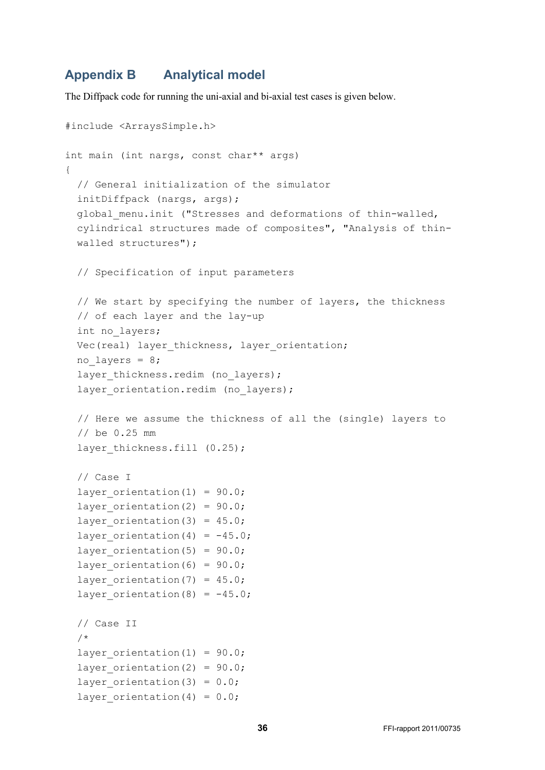# Appendix B Analytical model

The Diffpack code for running the uni-axial and bi-axial test cases is given below.

```
#include <ArraysSimple.h>

int main (int nargs, const char** args)
{
  // General initialization of the simulator
  initDiffpack (nargs, args);
  global_menu.init ("Stresses and deformations of thin-walled,
  cylindrical structures made of composites", "Analysis of thin-
  walled structures");

  // Specification of input parameters

  // We start by specifying the number of layers, the thickness
  // of each layer and the lay-up
  int no_layers;
  Vec(real) layer_thickness, layer_orientation;
  no_layers = 8;
  layer_thickness.redim (no_layers);
  layer_orientation.redim (no_layers);

  // Here we assume the thickness of all the (single) layers to
  // be 0.25 mm
  layer_thickness.fill (0.25);

  // Case I
  layer_orientation(1) = 90.0;
  layer_orientation(2) = 90.0;
  layer_orientation(3) = 45.0;
  layer_orientation(4) = -45.0;
  layer_orientation(5) = 90.0;
  layer_orientation(6) = 90.0;
  layer_orientation(7) = 45.0;
  layer_orientation(8) = -45.0;

  // Case II
  /*
  layer_orientation(1) = 90.0;
  layer_orientation(2) = 90.0;
  layer_orientation(3) = 0.0;
  layer_orientation(4) = 0.0;
```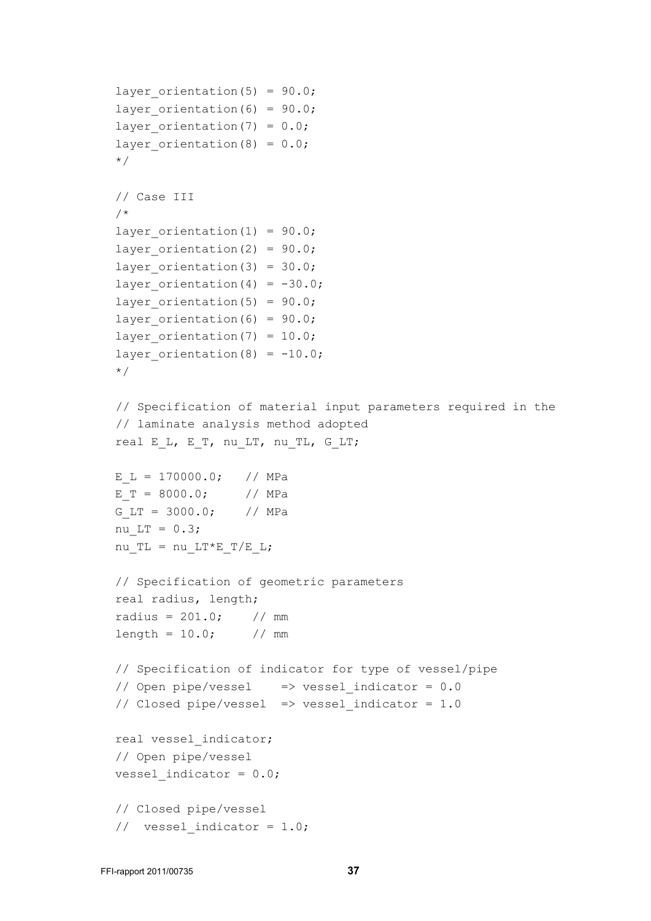```
layer_orientation(5) = 90.0;
layer_orientation(6) = 90.0;
layer_orientation(7) = 0.0;
layer_orientation(8) = 0.0;
*/

// Case III
/*
layer_orientation(1) = 90.0;
layer_orientation(2) = 90.0;
layer_orientation(3) = 30.0;
layer_orientation(4) = -30.0;
layer_orientation(5) = 90.0;
layer_orientation(6) = 90.0;
layer_orientation(7) = 10.0;
layer_orientation(8) = -10.0;
*/

// Specification of material input parameters required in the
// laminate analysis method adopted
real E_L, E_T, nu_LT, nu_TL, G_LT;

E_L = 170000.0;   // MPa
E_T = 8000.0;     // MPa
G_LT = 3000.0;    // MPa
nu_LT = 0.3;
nu_TL = nu_LT*E_T/E_L;

// Specification of geometric parameters
real radius, length;
radius = 201.0;    // mm
length = 10.0;     // mm

// Specification of indicator for type of vessel/pipe
// Open pipe/vessel    => vessel_indicator = 0.0
// Closed pipe/vessel  => vessel_indicator = 1.0

real vessel_indicator;
// Open pipe/vessel
vessel_indicator = 0.0;

// Closed pipe/vessel
//  vessel_indicator = 1.0;
```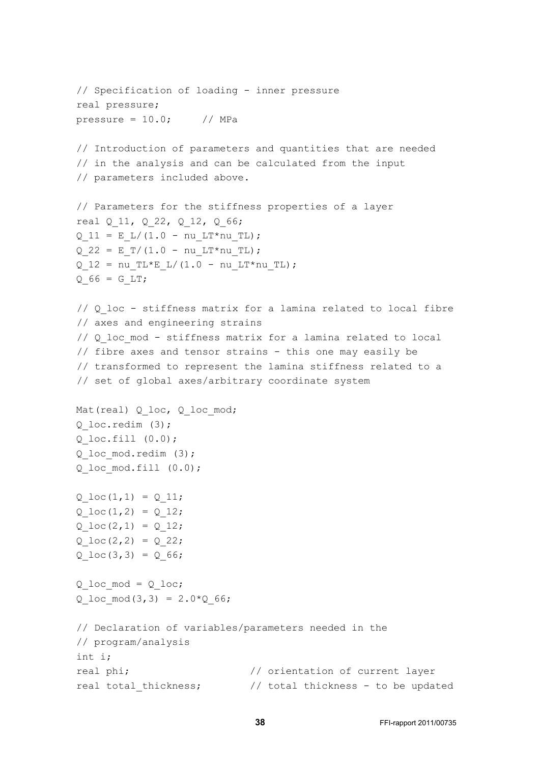```
// Specification of loading - inner pressure
real pressure;
pressure = 10.0;     // MPa

// Introduction of parameters and quantities that are needed
// in the analysis and can be calculated from the input
// parameters included above.

// Parameters for the stiffness properties of a layer
real Q_11, Q_22, Q_12, Q_66;
Q_11 = E_L/(1.0 - nu_LT*nu_TL);
Q_22 = E_T/(1.0 - nu_LT*nu_TL);
Q_12 = nu_TL*E_L/(1.0 - nu_LT*nu_TL);
Q_66 = G_LT;

// Q_loc - stiffness matrix for a lamina related to local fibre
// axes and engineering strains
// Q_loc_mod - stiffness matrix for a lamina related to local
// fibre axes and tensor strains - this one may easily be
// transformed to represent the lamina stiffness related to a
// set of global axes/arbitrary coordinate system

Mat(real) Q_loc, Q_loc_mod;
Q_loc.redim (3);
Q_loc.fill (0.0);
Q_loc_mod.redim (3);
Q_loc_mod.fill (0.0);

Q_loc(1,1) = Q_11;
Q_loc(1,2) = Q_12;
Q_loc(2,1) = Q_12;
Q_loc(2,2) = Q_22;
Q_loc(3,3) = Q_66;

Q_loc_mod = Q_loc;
Q_loc_mod(3,3) = 2.0*Q_66;

// Declaration of variables/parameters needed in the
// program/analysis
int i;
real phi;                    // orientation of current layer
real total_thickness;        // total thickness - to be updated
```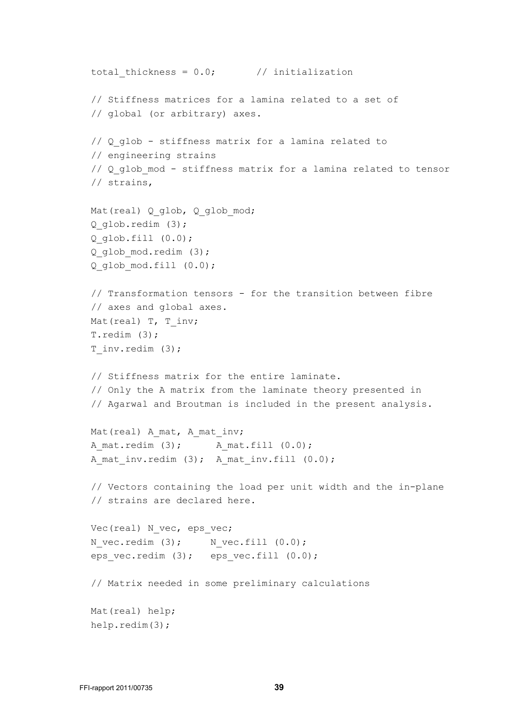```
total_thickness = 0.0;       // initialization

// Stiffness matrices for a lamina related to a set of
// global (or arbitrary) axes.

// Q_glob - stiffness matrix for a lamina related to
// engineering strains
// Q_glob_mod - stiffness matrix for a lamina related to tensor
// strains,

Mat(real) Q_glob, Q_glob_mod;
Q_glob.redim (3);
Q_glob.fill (0.0);
Q_glob_mod.redim (3);
Q_glob_mod.fill (0.0);

// Transformation tensors - for the transition between fibre
// axes and global axes.
Mat(real) T, T_inv;
T.redim (3);
T_inv.redim (3);

// Stiffness matrix for the entire laminate.
// Only the A matrix from the laminate theory presented in
// Agarwal and Broutman is included in the present analysis.

Mat(real) A_mat, A_mat_inv;
A_mat.redim (3);      A_mat.fill (0.0);
A_mat_inv.redim (3);  A_mat_inv.fill (0.0);

// Vectors containing the load per unit width and the in-plane
// strains are declared here.

Vec(real) N_vec, eps_vec;
N_vec.redim (3);     N_vec.fill (0.0);
eps_vec.redim (3);   eps_vec.fill (0.0);

// Matrix needed in some preliminary calculations

Mat(real) help;
help.redim(3);
```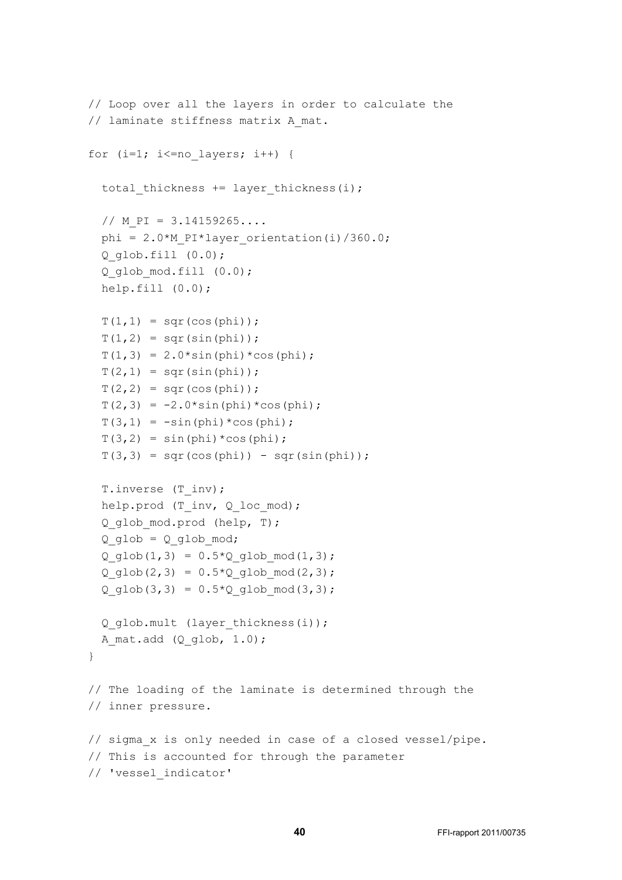```
// Loop over all the layers in order to calculate the
// laminate stiffness matrix A_mat.

for (i=1; i<=no_layers; i++) {

  total_thickness += layer_thickness(i);

  // M_PI = 3.14159265....
  phi = 2.0*M_PI*layer_orientation(i)/360.0;
  Q_glob.fill (0.0);
  Q_glob_mod.fill (0.0);
  help.fill (0.0);

  T(1,1) = sqr(cos(phi));
  T(1,2) = sqr(sin(phi));
  T(1,3) = 2.0*sin(phi)*cos(phi);
  T(2,1) = sqr(sin(phi));
  T(2,2) = sqr(cos(phi));
  T(2,3) = -2.0*sin(phi)*cos(phi);
  T(3,1) = -sin(phi)*cos(phi);
  T(3,2) = sin(phi)*cos(phi);
  T(3,3) = sqr(cos(phi)) - sqr(sin(phi));

  T.inverse (T_inv);
  help.prod (T_inv, Q_loc_mod);
  Q_glob_mod.prod (help, T);
  Q_glob = Q_glob_mod;
  Q_glob(1,3) = 0.5*Q_glob_mod(1,3);
  Q_glob(2,3) = 0.5*Q_glob_mod(2,3);
  Q_glob(3,3) = 0.5*Q_glob_mod(3,3);

  Q_glob.mult (layer_thickness(i));
  A_mat.add (Q_glob, 1.0);
}

// The loading of the laminate is determined through the
// inner pressure.

// sigma_x is only needed in case of a closed vessel/pipe.
// This is accounted for through the parameter
// 'vessel_indicator'
```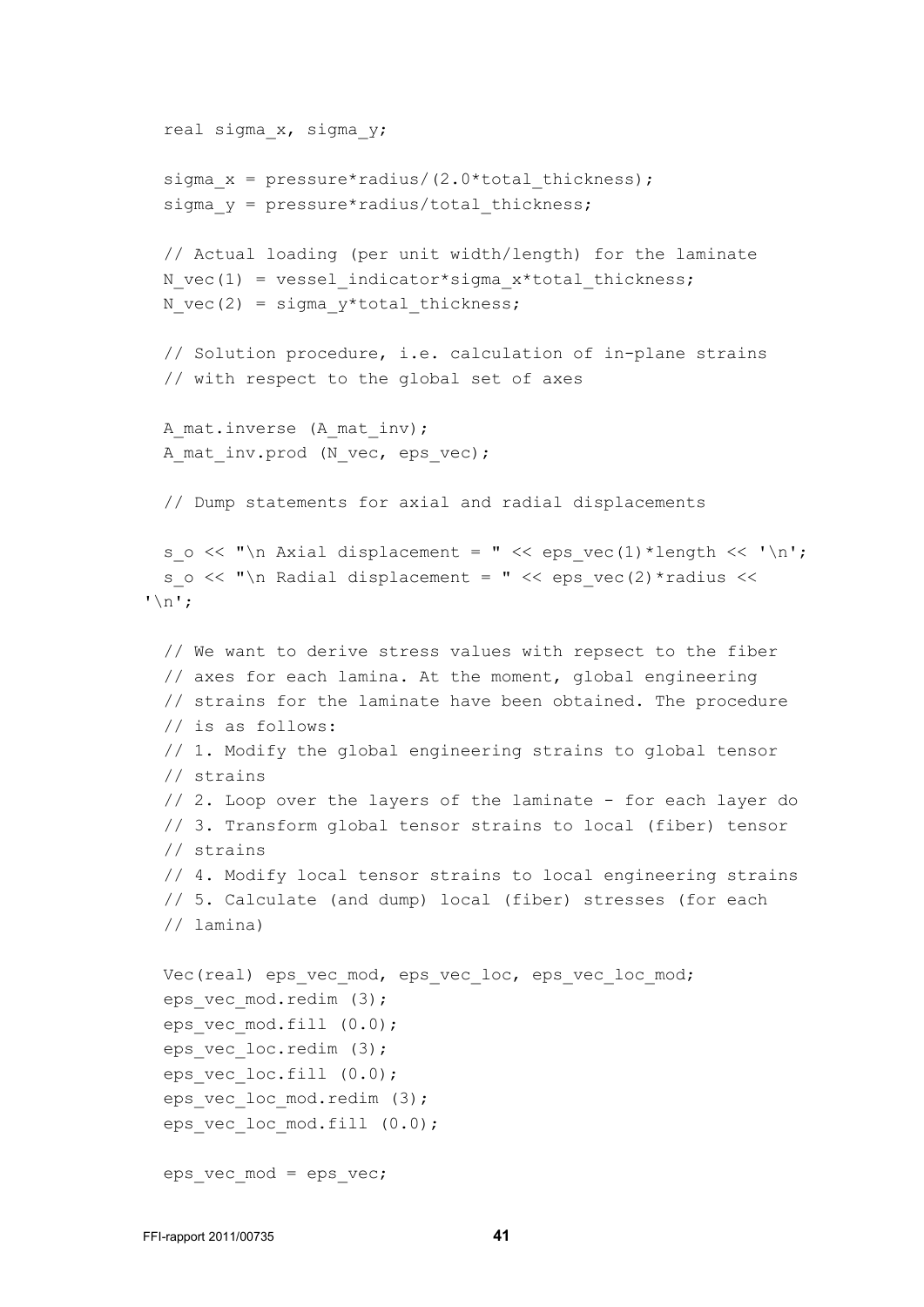```
  real sigma_x, sigma_y;

  sigma_x = pressure*radius/(2.0*total_thickness);
  sigma_y = pressure*radius/total_thickness;

  // Actual loading (per unit width/length) for the laminate
  N_vec(1) = vessel_indicator*sigma_x*total_thickness;
  N_vec(2) = sigma_y*total_thickness;

  // Solution procedure, i.e. calculation of in-plane strains
  // with respect to the global set of axes

  A_mat.inverse (A_mat_inv);
  A_mat_inv.prod (N_vec, eps_vec);

  // Dump statements for axial and radial displacements

  s_o << "\n Axial displacement = " << eps_vec(1)*length << '\n';
  s_o << "\n Radial displacement = " << eps_vec(2)*radius <<
'\n';

  // We want to derive stress values with repsect to the fiber
  // axes for each lamina. At the moment, global engineering
  // strains for the laminate have been obtained. The procedure
  // is as follows:
  // 1. Modify the global engineering strains to global tensor
  // strains
  // 2. Loop over the layers of the laminate - for each layer do
  // 3. Transform global tensor strains to local (fiber) tensor
  // strains
  // 4. Modify local tensor strains to local engineering strains
  // 5. Calculate (and dump) local (fiber) stresses (for each
  // lamina)

  Vec(real) eps_vec_mod, eps_vec_loc, eps_vec_loc_mod;
  eps_vec_mod.redim (3);
  eps_vec_mod.fill (0.0);
  eps_vec_loc.redim (3);
  eps_vec_loc.fill (0.0);
  eps_vec_loc_mod.redim (3);
  eps_vec_loc_mod.fill (0.0);

  eps_vec_mod = eps_vec;
```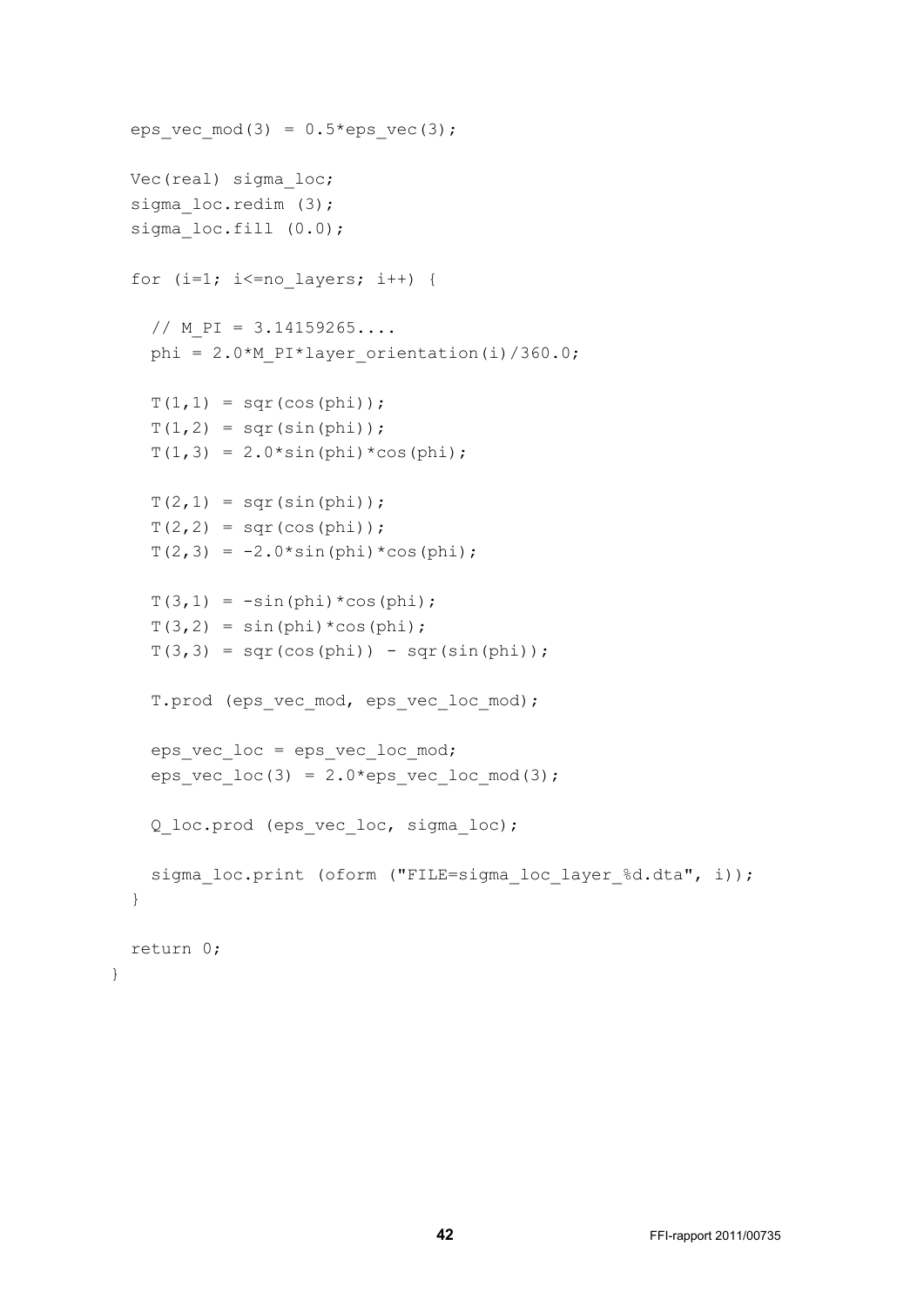```
  eps_vec_mod(3) = 0.5*eps_vec(3);

  Vec(real) sigma_loc;
  sigma_loc.redim (3);
  sigma_loc.fill (0.0);

  for (i=1; i<=no_layers; i++) {

    // M_PI = 3.14159265....
    phi = 2.0*M_PI*layer_orientation(i)/360.0;

    T(1,1) = sqr(cos(phi));
    T(1,2) = sqr(sin(phi));
    T(1,3) = 2.0*sin(phi)*cos(phi);

    T(2,1) = sqr(sin(phi));
    T(2,2) = sqr(cos(phi));
    T(2,3) = -2.0*sin(phi)*cos(phi);

    T(3,1) = -sin(phi)*cos(phi);
    T(3,2) = sin(phi)*cos(phi);
    T(3,3) = sqr(cos(phi)) - sqr(sin(phi));

    T.prod (eps_vec_mod, eps_vec_loc_mod);

    eps_vec_loc = eps_vec_loc_mod;
    eps_vec_loc(3) = 2.0*eps_vec_loc_mod(3);

    Q_loc.prod (eps_vec_loc, sigma_loc);

    sigma_loc.print (oform ("FILE=sigma_loc_layer_%d.dta", i));
  }

  return 0;
}
```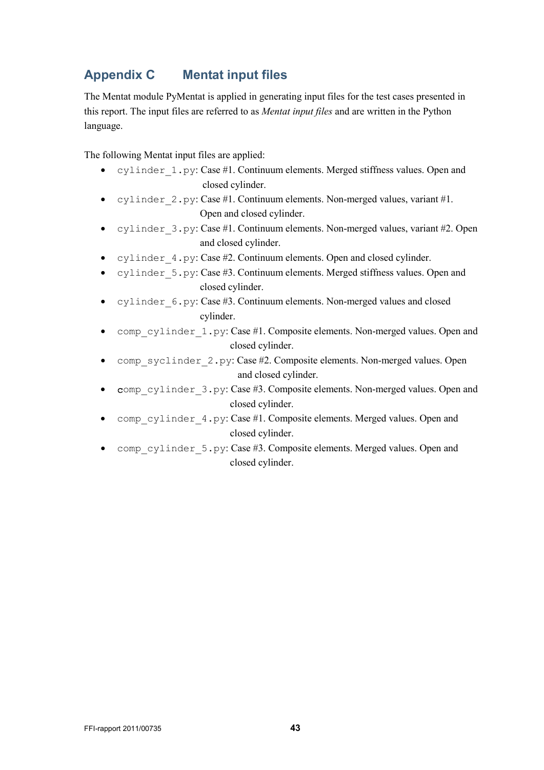# Appendix C Mentat input files

The Mentat module PyMentat is applied in generating input files for the test cases presented in this report. The input files are referred to as *Mentat input files* and are written in the Python language.

The following Mentat input files are applied:

- `cylinder_1.py`: Case #1. Continuum elements. Merged stiffness values. Open and closed cylinder.
- `cylinder_2.py`: Case #1. Continuum elements. Non-merged values, variant #1. Open and closed cylinder.
- `cylinder_3.py`: Case #1. Continuum elements. Non-merged values, variant #2. Open and closed cylinder.
- `cylinder_4.py`: Case #2. Continuum elements. Open and closed cylinder.
- `cylinder_5.py`: Case #3. Continuum elements. Merged stiffness values. Open and closed cylinder.
- `cylinder_6.py`: Case #3. Continuum elements. Non-merged values and closed cylinder.
- `comp_cylinder_1.py`: Case #1. Composite elements. Non-merged values. Open and closed cylinder.
- `comp_syclinder_2.py`: Case #2. Composite elements. Non-merged values. Open and closed cylinder.
- `comp_cylinder_3.py`: Case #3. Composite elements. Non-merged values. Open and closed cylinder.
- `comp_cylinder_4.py`: Case #1. Composite elements. Merged values. Open and closed cylinder.
- `comp_cylinder_5.py`: Case #3. Composite elements. Merged values. Open and closed cylinder.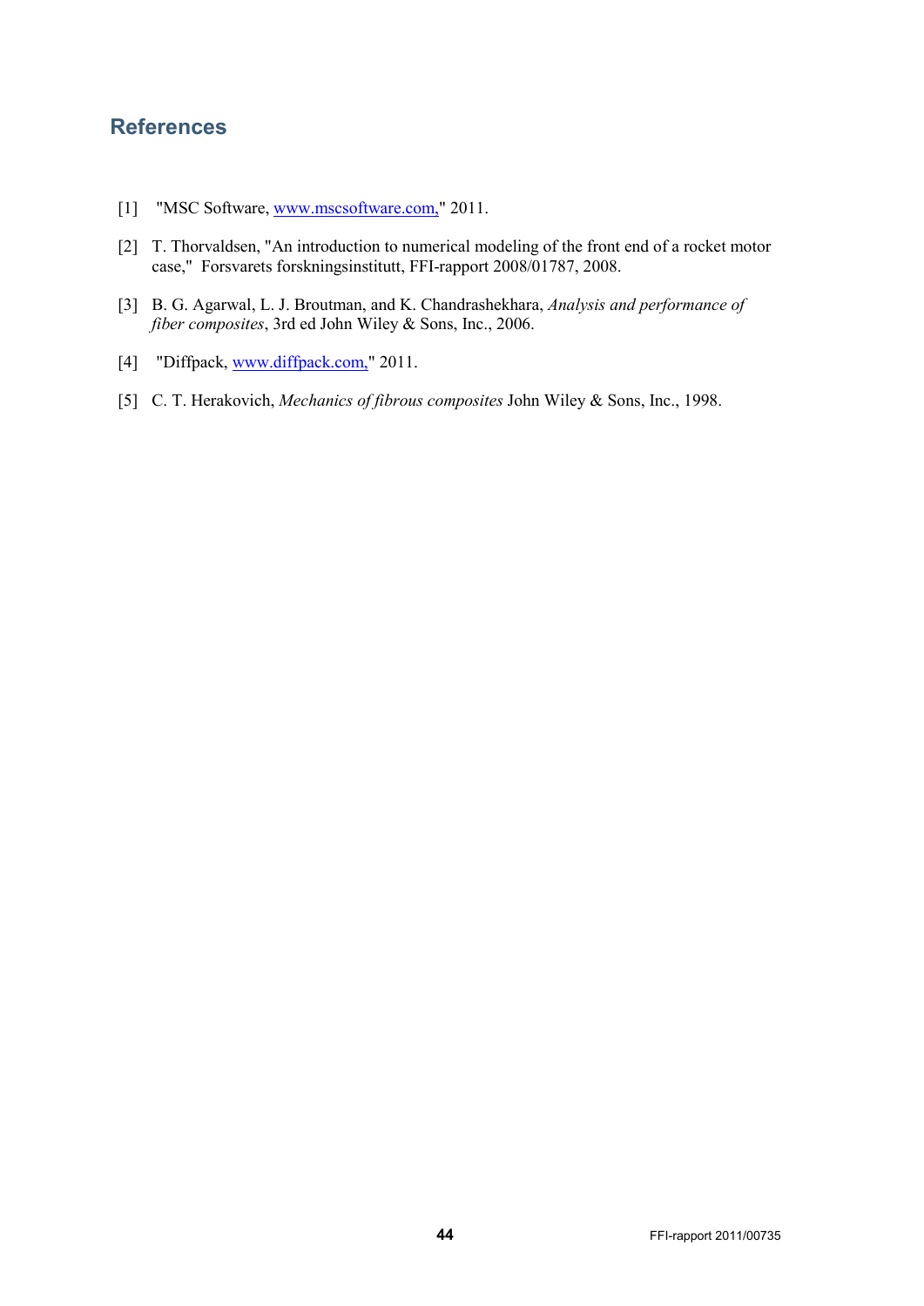## References

[1] "MSC Software, www.mscsoftware.com," 2011.

[2] T. Thorvaldsen, "An introduction to numerical modeling of the front end of a rocket motor case," Forsvarets forskningsinstitutt, FFI-rapport 2008/01787, 2008.

[3] B. G. Agarwal, L. J. Broutman, and K. Chandrashekhara, *Analysis and performance of fiber composites*, 3rd ed John Wiley & Sons, Inc., 2006.

[4] "Diffpack, www.diffpack.com," 2011.

[5] C. T. Herakovich, *Mechanics of fibrous composites* John Wiley & Sons, Inc., 1998.